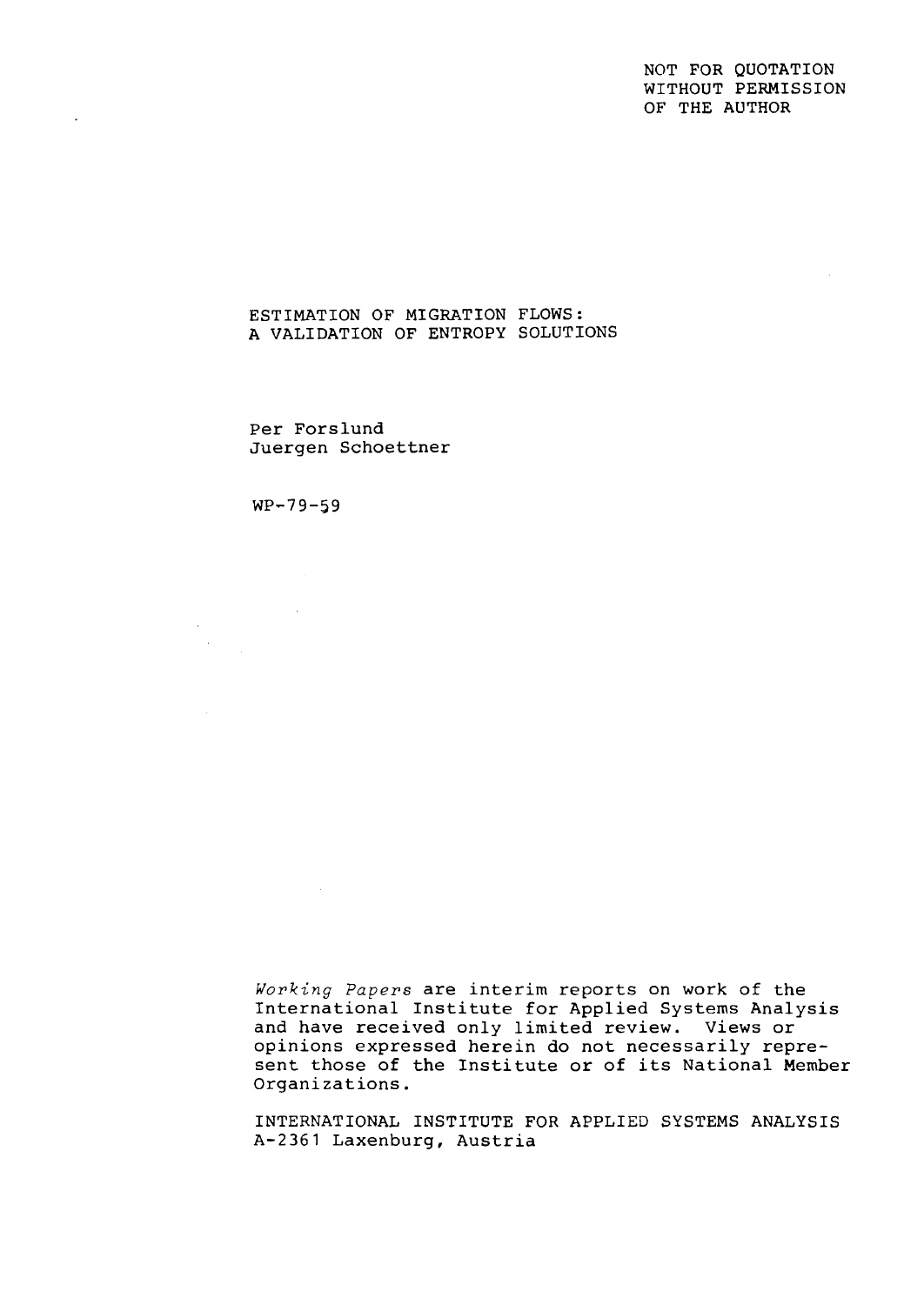NOT FOR QUOTATION
WITHOUT PERMISSION
OF THE AUTHOR

# ESTIMATION OF MIGRATION FLOWS: A VALIDATION OF ENTROPY SOLUTIONS

Per Forslund
Juergen Schoettner

WP-79-59

*Working Papers* are interim reports on work of the International Institute for Applied Systems Analysis and have received only limited review. Views or opinions expressed herein do not necessarily represent those of the Institute or of its National Member Organizations.

INTERNATIONAL INSTITUTE FOR APPLIED SYSTEMS ANALYSIS
A-2361 Laxenburg, Austria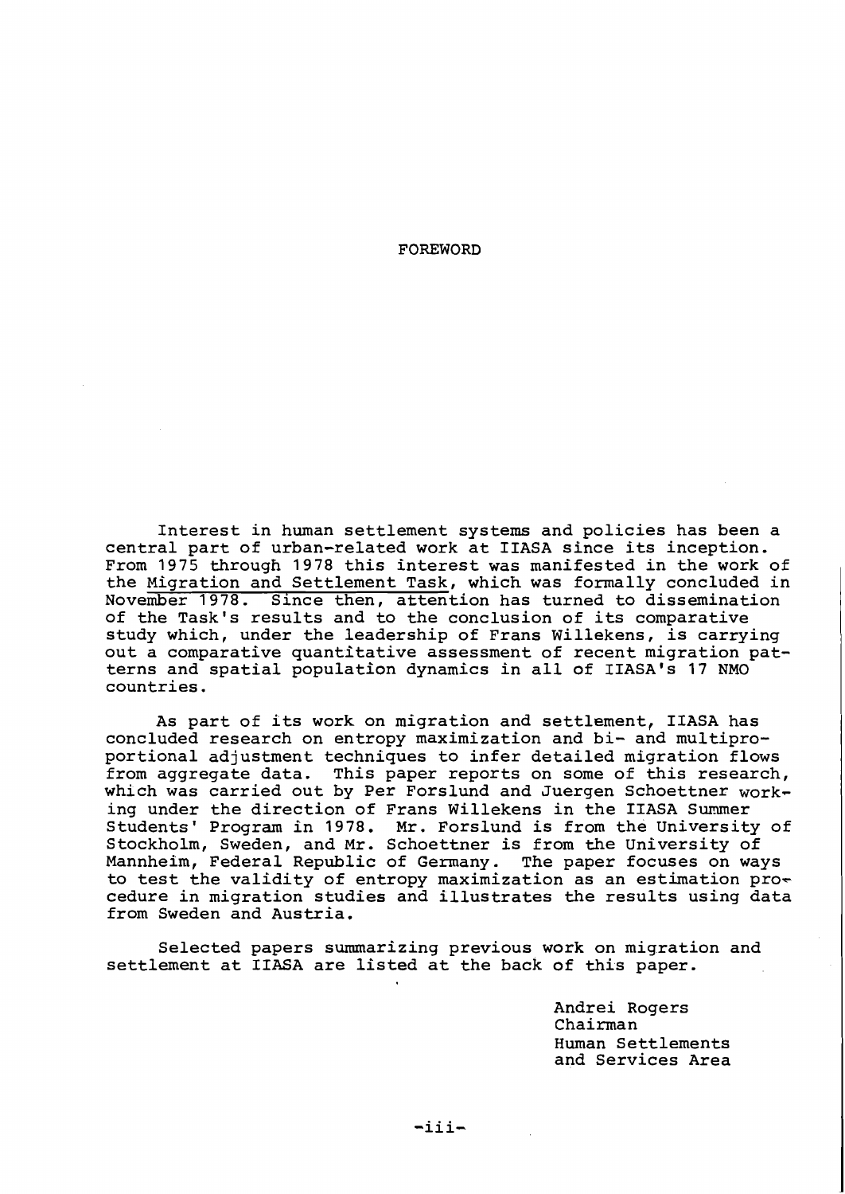# FOREWORD

Interest in human settlement systems and policies has been a central part of urban-related work at IIASA since its inception. From 1975 through 1978 this interest was manifested in the work of the Migration and Settlement Task, which was formally concluded in November 1978. Since then, attention has turned to dissemination of the Task's results and to the conclusion of its comparative study which, under the leadership of Frans Willekens, is carrying out a comparative quantitative assessment of recent migration patterns and spatial population dynamics in all of IIASA's 17 NMO countries.

As part of its work on migration and settlement, IIASA has concluded research on entropy maximization and bi- and multiproportional adjustment techniques to infer detailed migration flows from aggregate data. This paper reports on some of this research, which was carried out by Per Forslund and Juergen Schoettner working under the direction of Frans Willekens in the IIASA Summer Students' Program in 1978. Mr. Forslund is from the University of Stockholm, Sweden, and Mr. Schoettner is from the University of Mannheim, Federal Republic of Germany. The paper focuses on ways to test the validity of entropy maximization as an estimation procedure in migration studies and illustrates the results using data from Sweden and Austria.

Selected papers summarizing previous work on migration and settlement at IIASA are listed at the back of this paper.

Andrei Rogers
Chairman
Human Settlements
and Services Area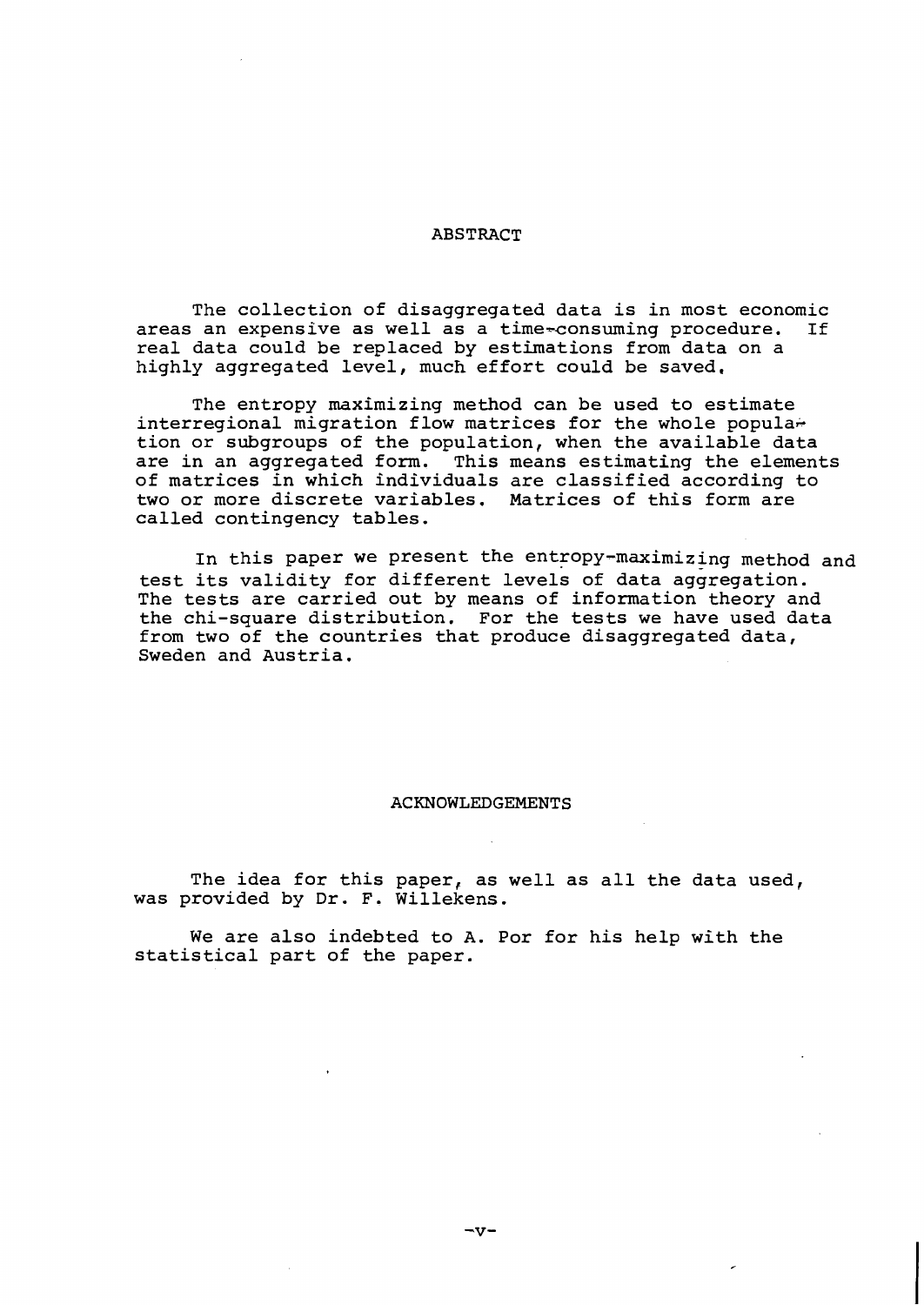# ABSTRACT

The collection of disaggregated data is in most economic areas an expensive as well as a time-consuming procedure. If real data could be replaced by estimations from data on a highly aggregated level, much effort could be saved.

The entropy maximizing method can be used to estimate interregional migration flow matrices for the whole population or subgroups of the population, when the available data are in an aggregated form. This means estimating the elements of matrices in which individuals are classified according to two or more discrete variables. Matrices of this form are called contingency tables.

In this paper we present the entropy-maximizing method and test its validity for different levels of data aggregation. The tests are carried out by means of information theory and the chi-square distribution. For the tests we have used data from two of the countries that produce disaggregated data, Sweden and Austria.

# ACKNOWLEDGEMENTS

The idea for this paper, as well as all the data used, was provided by Dr. F. Willekens.

We are also indebted to A. Por for his help with the statistical part of the paper.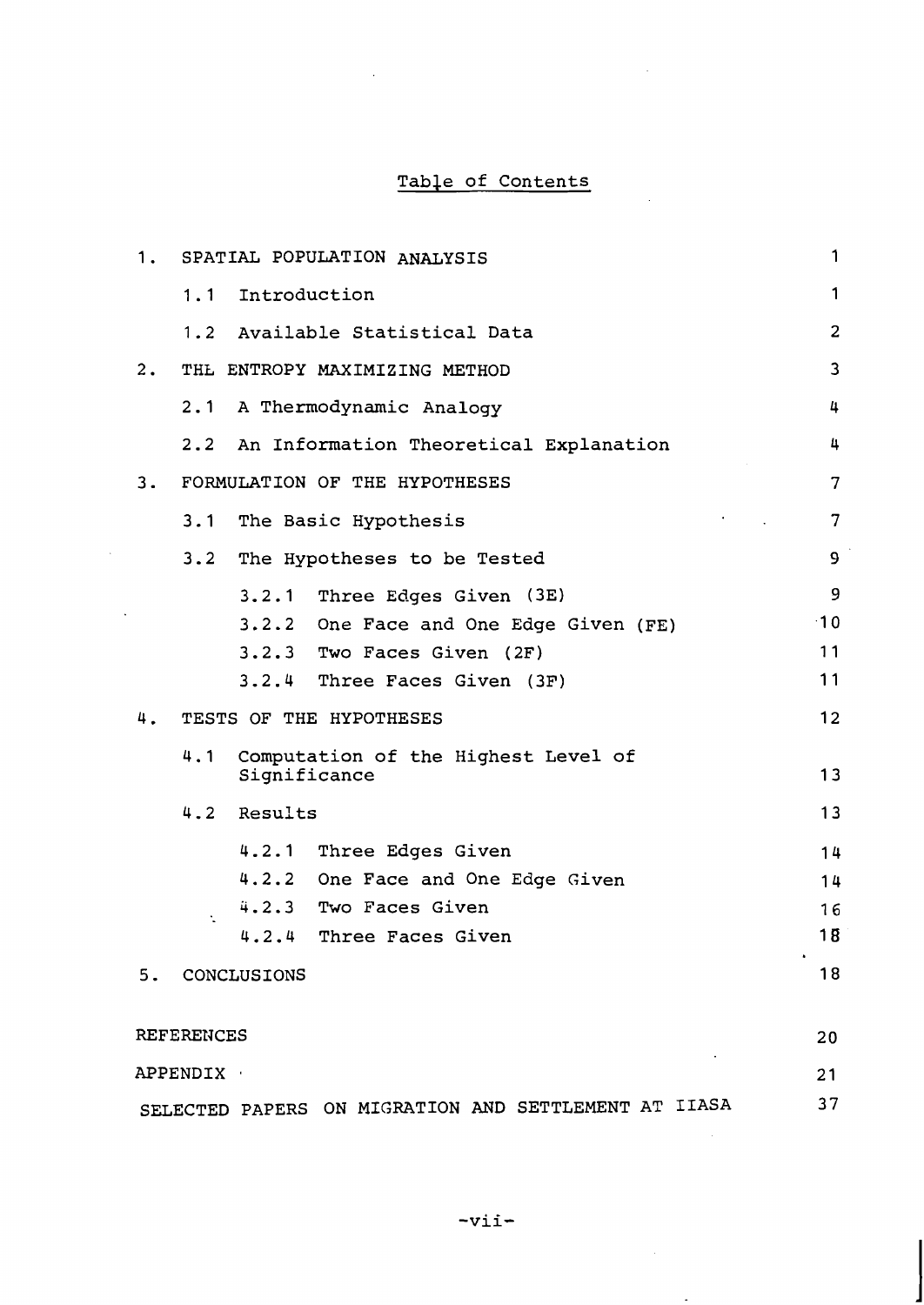# Table of Contents

| | | |
|---|---|---|
| 1. | SPATIAL POPULATION ANALYSIS | 1 |
| | 1.1 Introduction | 1 |
| | 1.2 Available Statistical Data | 2 |
| 2. | THE ENTROPY MAXIMIZING METHOD | 3 |
| | 2.1 A Thermodynamic Analogy | 4 |
| | 2.2 An Information Theoretical Explanation | 4 |
| 3. | FORMULATION OF THE HYPOTHESES | 7 |
| | 3.1 The Basic Hypothesis | 7 |
| | 3.2 The Hypotheses to be Tested | 9 |
| | 3.2.1 Three Edges Given (3E) | 9 |
| | 3.2.2 One Face and One Edge Given (FE) | 10 |
| | 3.2.3 Two Faces Given (2F) | 11 |
| | 3.2.4 Three Faces Given (3F) | 11 |
| 4. | TESTS OF THE HYPOTHESES | 12 |
| | 4.1 Computation of the Highest Level of Significance | 13 |
| | 4.2 Results | 13 |
| | 4.2.1 Three Edges Given | 14 |
| | 4.2.2 One Face and One Edge Given | 14 |
| | 4.2.3 Two Faces Given | 16 |
| | 4.2.4 Three Faces Given | 18 |
| 5. | CONCLUSIONS | 18 |
| | REFERENCES | 20 |
| | APPENDIX | 21 |
| | SELECTED PAPERS ON MIGRATION AND SETTLEMENT AT IIASA | 37 |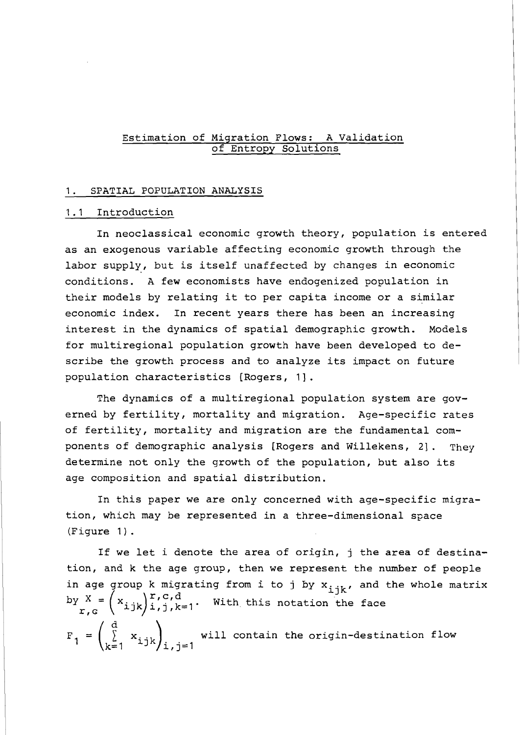# Estimation of Migration Flows: A Validation of Entropy Solutions

## 1. SPATIAL POPULATION ANALYSIS

### 1.1 Introduction

In neoclassical economic growth theory, population is entered as an exogenous variable affecting economic growth through the labor supply, but is itself unaffected by changes in economic conditions. A few economists have endogenized population in their models by relating it to per capita income or a similar economic index. In recent years there has been an increasing interest in the dynamics of spatial demographic growth. Models for multiregional population growth have been developed to describe the growth process and to analyze its impact on future population characteristics [Rogers, 1].

The dynamics of a multiregional population system are governed by fertility, mortality and migration. Age-specific rates of fertility, mortality and migration are the fundamental components of demographic analysis [Rogers and Willekens, 2]. They determine not only the growth of the population, but also its age composition and spatial distribution.

In this paper we are only concerned with age-specific migration, which may be represented in a three-dimensional space (Figure 1).

If we let i denote the area of origin, j the area of destination, and k the age group, then we represent the number of people in age group k migrating from i to j by $x_{ijk}$, and the whole matrix by $\underset{r,c}{X} = \left(x_{ijk}\right)_{i,j,k=1}^{r,c,d}$. With this notation the face $F_1 = \left(\sum_{k=1}^{d} x_{ijk}\right)_{i,j=1}$ will contain the origin-destination flow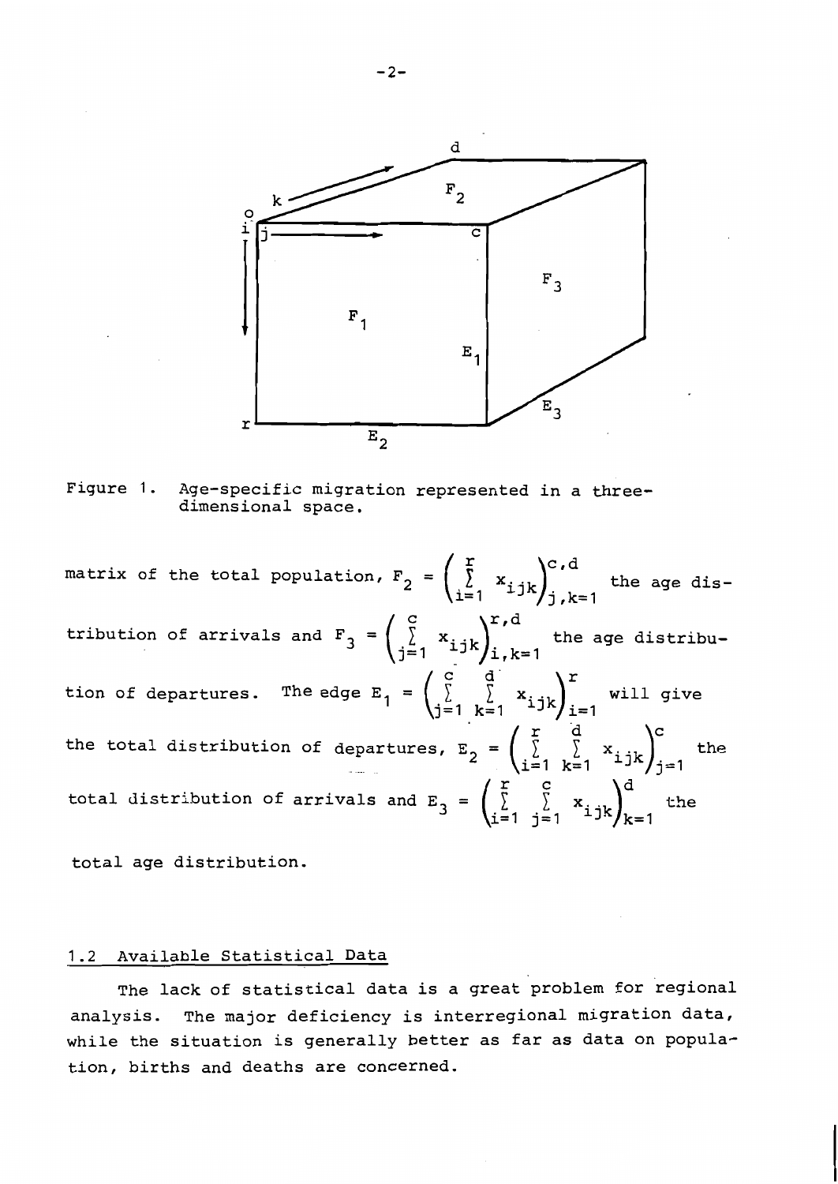Figure 1. Age-specific migration represented in a three-dimensional space.

matrix of the total population, $F_2 = \left( \sum_{i=1}^{r} x_{ijk} \right)_{j,k=1}^{c,d}$ the age distribution of arrivals and $F_3 = \left( \sum_{j=1}^{c} x_{ijk} \right)_{i,k=1}^{r,d}$ the age distribution of departures. The edge $E_1 = \left( \sum_{j=1}^{c} \sum_{k=1}^{d} x_{ijk} \right)_{i=1}^{r}$ will give the total distribution of departures, $E_2 = \left( \sum_{i=1}^{r} \sum_{k=1}^{d} x_{ijk} \right)_{j=1}^{c}$ the total distribution of arrivals and $E_3 = \left( \sum_{i=1}^{r} \sum_{j=1}^{c} x_{ijk} \right)_{k=1}^{d}$ the total age distribution.

## 1.2 Available Statistical Data

The lack of statistical data is a great problem for regional analysis. The major deficiency is interregional migration data, while the situation is generally better as far as data on population, births and deaths are concerned.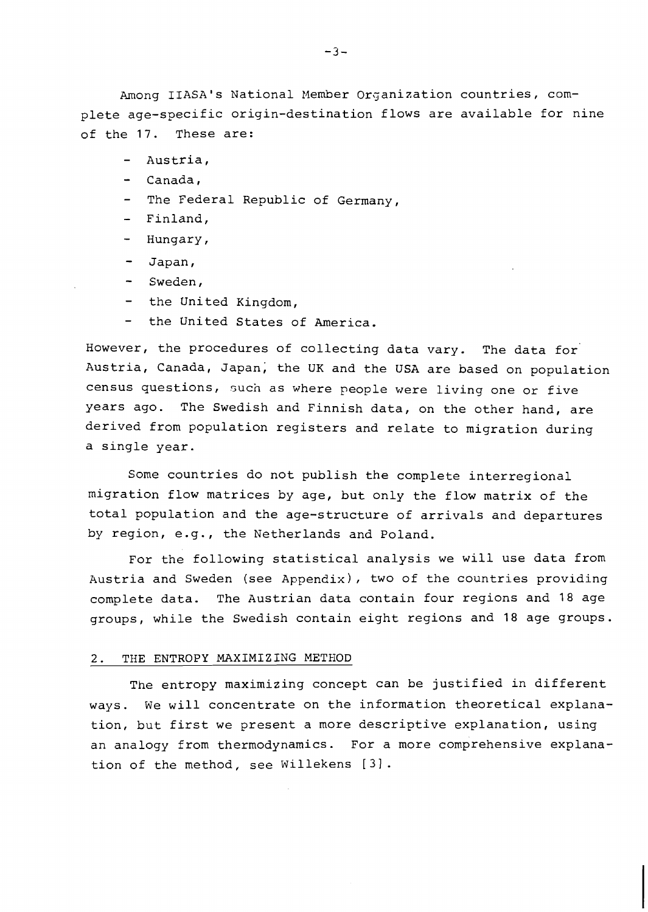Among IIASA's National Member Organization countries, complete age-specific origin-destination flows are available for nine of the 17. These are:

- Austria,
- Canada,
- The Federal Republic of Germany,
- Finland,
- Hungary,
- Japan,
- Sweden,
- the United Kingdom,
- the United States of America.

However, the procedures of collecting data vary. The data for Austria, Canada, Japan, the UK and the USA are based on population census questions, such as where people were living one or five years ago. The Swedish and Finnish data, on the other hand, are derived from population registers and relate to migration during a single year.

Some countries do not publish the complete interregional migration flow matrices by age, but only the flow matrix of the total population and the age-structure of arrivals and departures by region, e.g., the Netherlands and Poland.

For the following statistical analysis we will use data from Austria and Sweden (see Appendix), two of the countries providing complete data. The Austrian data contain four regions and 18 age groups, while the Swedish contain eight regions and 18 age groups.

## 2. THE ENTROPY MAXIMIZING METHOD

The entropy maximizing concept can be justified in different ways. We will concentrate on the information theoretical explanation, but first we present a more descriptive explanation, using an analogy from thermodynamics. For a more comprehensive explanation of the method, see Willekens [3].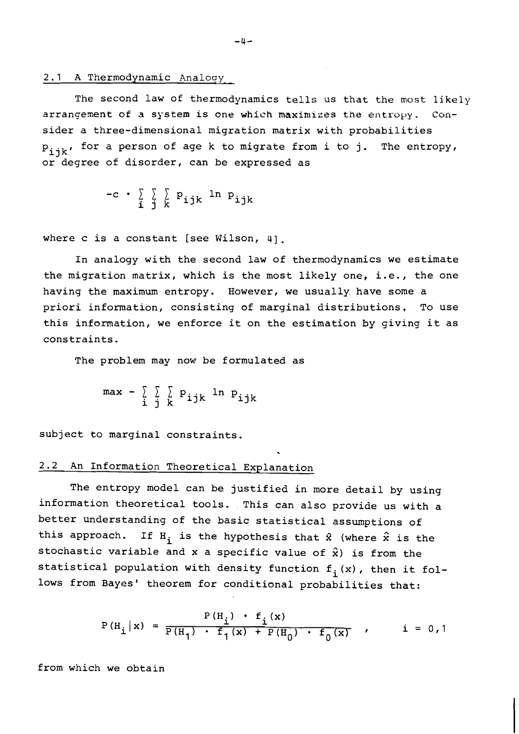## 2.1 A Thermodynamic Analogy

The second law of thermodynamics tells us that the most likely arrangement of a system is one which maximizes the entropy. Consider a three-dimensional migration matrix with probabilities $p_{ijk}$, for a person of age k to migrate from i to j. The entropy, or degree of disorder, can be expressed as

$$-c \cdot \sum_i \sum_j \sum_k p_{ijk} \ln p_{ijk}$$

where c is a constant [see Wilson, 4].

In analogy with the second law of thermodynamics we estimate the migration matrix, which is the most likely one, i.e., the one having the maximum entropy. However, we usually have some a priori information, consisting of marginal distributions. To use this information, we enforce it on the estimation by giving it as constraints.

The problem may now be formulated as

$$\max - \sum_i \sum_j \sum_k p_{ijk} \ln p_{ijk}$$

subject to marginal constraints.

## 2.2 An Information Theoretical Explanation

The entropy model can be justified in more detail by using information theoretical tools. This can also provide us with a better understanding of the basic statistical assumptions of this approach. If $H_i$ is the hypothesis that $\hat{x}$ (where $\hat{x}$ is the stochastic variable and x a specific value of $\hat{x}$) is from the statistical population with density function $f_i(x)$, then it follows from Bayes' theorem for conditional probabilities that:

$$P(H_i|x) = \frac{P(H_i) \cdot f_i(x)}{P(H_1) \cdot f_1(x) + P(H_0) \cdot f_0(x)} \quad , \qquad i = 0,1$$

from which we obtain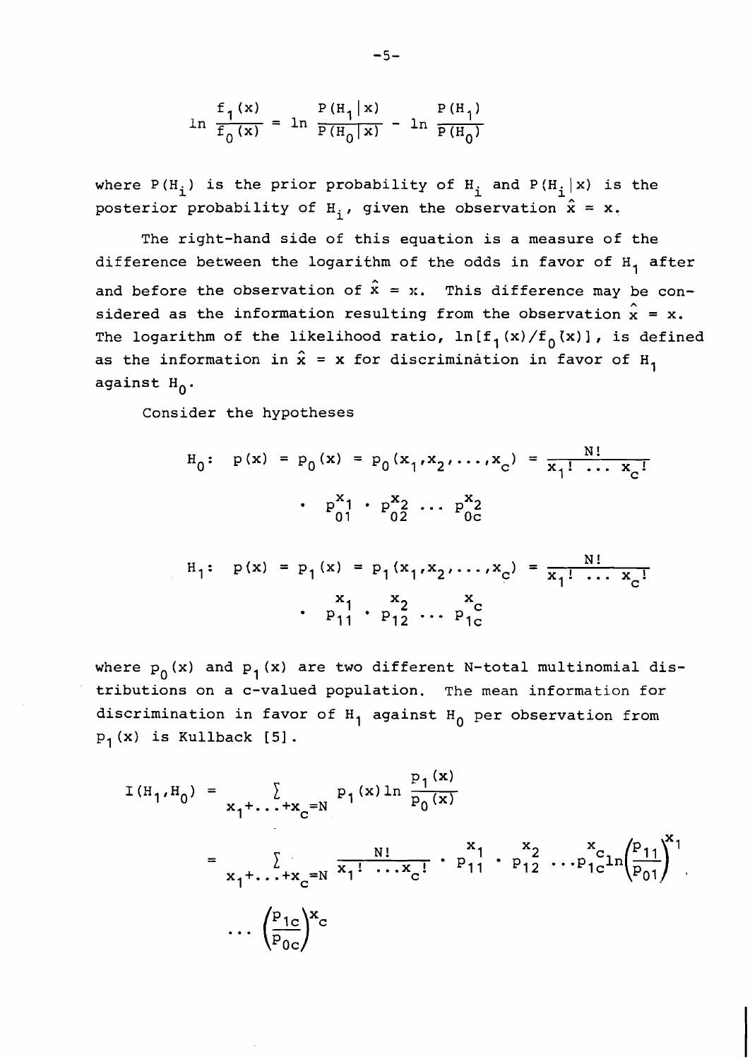$$\ln \frac{f_1(x)}{f_0(x)} = \ln \frac{P(H_1|x)}{P(H_0|x)} - \ln \frac{P(H_1)}{P(H_0)}$$

where $P(H_i)$ is the prior probability of $H_i$ and $P(H_i|x)$ is the posterior probability of $H_i$, given the observation $\hat{x} = x$.

The right-hand side of this equation is a measure of the difference between the logarithm of the odds in favor of $H_1$ after and before the observation of $\hat{x} = x$. This difference may be considered as the information resulting from the observation $\hat{x} = x$. The logarithm of the likelihood ratio, $\ln[f_1(x)/f_0(x)]$, is defined as the information in $\hat{x} = x$ for discrimination in favor of $H_1$ against $H_0$.

Consider the hypotheses

$$H_0: \; p(x) = p_0(x) = p_0(x_1, x_2, \ldots, x_c) = \frac{N!}{x_1! \; \ldots \; x_c!} \cdot p_{01}^{x_1} \cdot p_{02}^{x_2} \ldots p_{0c}^{x_2}$$

$$H_1: \; p(x) = p_1(x) = p_1(x_1, x_2, \ldots, x_c) = \frac{N!}{x_1! \; \ldots \; x_c!} \cdot p_{11}^{x_1} \cdot p_{12}^{x_2} \ldots p_{1c}^{x_c}$$

where $p_0(x)$ and $p_1(x)$ are two different N-total multinomial distributions on a c-valued population. The mean information for discrimination in favor of $H_1$ against $H_0$ per observation from $p_1(x)$ is Kullback [5].

$$I(H_1, H_0) = \sum_{x_1 + \ldots + x_c = N} p_1(x) \ln \frac{p_1(x)}{p_0(x)}$$

$$= \sum_{x_1 + \ldots + x_c = N} \frac{N!}{x_1! \ldots x_c!} \cdot p_{11}^{x_1} \cdot p_{12}^{x_2} \ldots p_{1c}^{x_c} \ln \left(\frac{p_{11}}{p_{01}}\right)^{x_1} \cdot \ldots \left(\frac{p_{1c}}{p_{0c}}\right)^{x_c}$$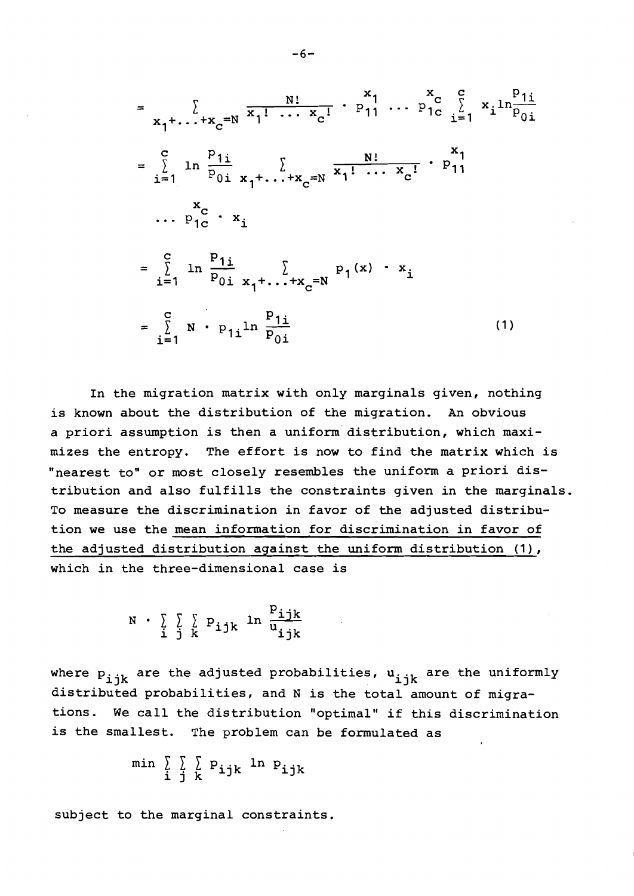$$= \sum_{x_1+\ldots+x_c=N} \frac{N!}{x_1! \ldots x_c!} \cdot p_{11}^{x_1} \ldots p_{1c}^{x_c} \sum_{i=1}^{c} x_i \ln \frac{p_{1i}}{p_{0i}}$$

$$= \sum_{i=1}^{c} \ln \frac{p_{1i}}{p_{0i}} \sum_{x_1+\ldots+x_c=N} \frac{N!}{x_1! \ldots x_c!} \cdot p_{11}^{x_1} \ldots p_{1c}^{x_c} \cdot x_i$$

$$= \sum_{i=1}^{c} \ln \frac{p_{1i}}{p_{0i}} \sum_{x_1+\ldots+x_c=N} p_1(x) \cdot x_i$$

$$= \sum_{i=1}^{c} N \cdot p_{1i} \ln \frac{p_{1i}}{p_{0i}} \tag{1}$$

In the migration matrix with only marginals given, nothing is known about the distribution of the migration. An obvious a priori assumption is then a uniform distribution, which maximizes the entropy. The effort is now to find the matrix which is "nearest to" or most closely resembles the uniform a priori distribution and also fulfills the constraints given in the marginals. To measure the discrimination in favor of the adjusted distribution we use the <u>mean information for discrimination in favor of the adjusted distribution against the uniform distribution (1)</u>, which in the three-dimensional case is

$$N \cdot \sum_i \sum_j \sum_k p_{ijk} \ln \frac{p_{ijk}}{u_{ijk}}$$

where $p_{ijk}$ are the adjusted probabilities, $u_{ijk}$ are the uniformly distributed probabilities, and $N$ is the total amount of migrations. We call the distribution "optimal" if this discrimination is the smallest. The problem can be formulated as

$$\min \sum_i \sum_j \sum_k p_{ijk} \ln p_{ijk}$$

subject to the marginal constraints.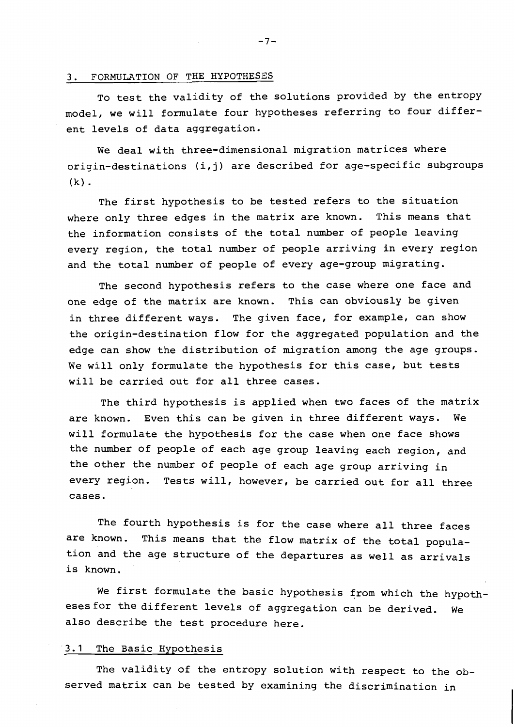## 3. FORMULATION OF THE HYPOTHESES

To test the validity of the solutions provided by the entropy model, we will formulate four hypotheses referring to four different levels of data aggregation.

We deal with three-dimensional migration matrices where origin-destinations (i,j) are described for age-specific subgroups (k).

The first hypothesis to be tested refers to the situation where only three edges in the matrix are known. This means that the information consists of the total number of people leaving every region, the total number of people arriving in every region and the total number of people of every age-group migrating.

The second hypothesis refers to the case where one face and one edge of the matrix are known. This can obviously be given in three different ways. The given face, for example, can show the origin-destination flow for the aggregated population and the edge can show the distribution of migration among the age groups. We will only formulate the hypothesis for this case, but tests will be carried out for all three cases.

The third hypothesis is applied when two faces of the matrix are known. Even this can be given in three different ways. We will formulate the hypothesis for the case when one face shows the number of people of each age group leaving each region, and the other the number of people of each age group arriving in every region. Tests will, however, be carried out for all three cases.

The fourth hypothesis is for the case where all three faces are known. This means that the flow matrix of the total population and the age structure of the departures as well as arrivals is known.

We first formulate the basic hypothesis from which the hypotheses for the different levels of aggregation can be derived. We also describe the test procedure here.

### 3.1 The Basic Hypothesis

The validity of the entropy solution with respect to the observed matrix can be tested by examining the discrimination in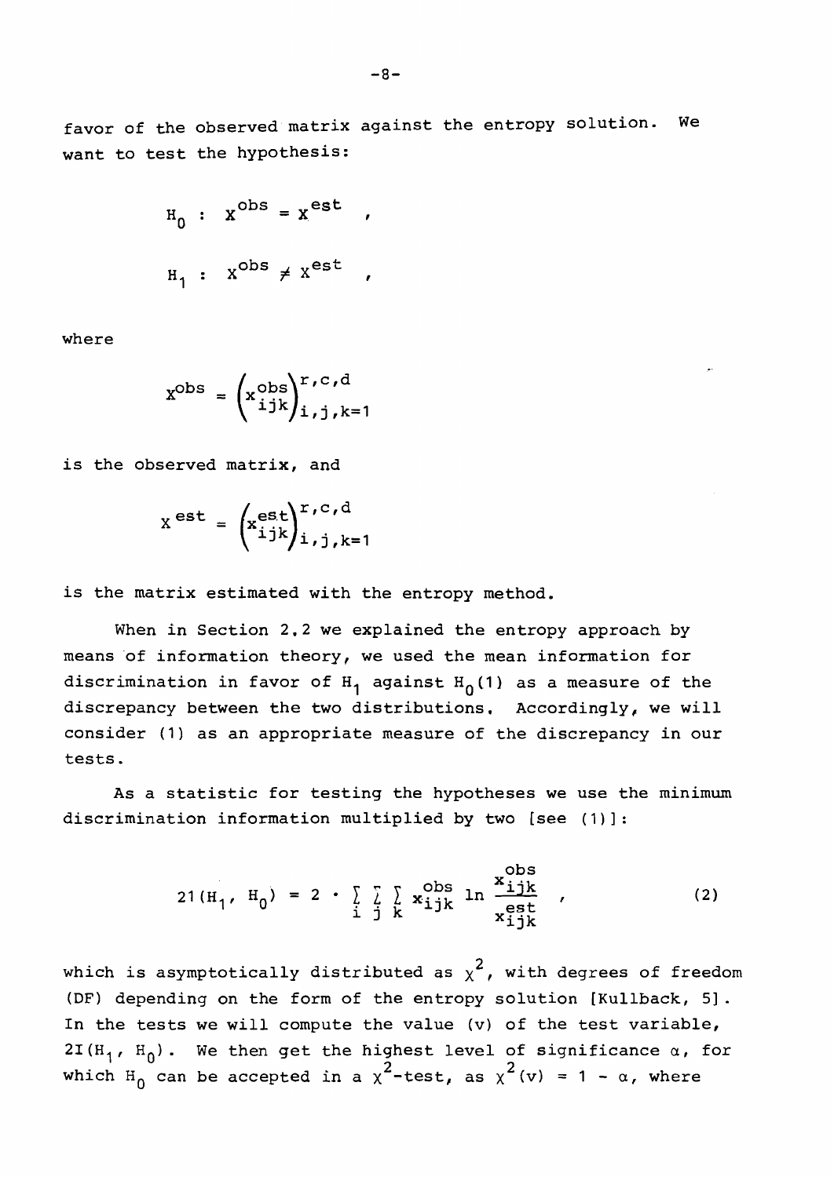favor of the observed matrix against the entropy solution. We want to test the hypothesis:

$$H_0 : X^{obs} = X^{est} ,$$

$$H_1 : X^{obs} \neq X^{est} ,$$

where

$$X^{obs} = \left(x_{ijk}^{obs}\right)_{i,j,k=1}^{r,c,d}$$

is the observed matrix, and

$$X^{est} = \left(x_{ijk}^{est}\right)_{i,j,k=1}^{r,c,d}$$

is the matrix estimated with the entropy method.

When in Section 2.2 we explained the entropy approach by means of information theory, we used the mean information for discrimination in favor of $H_1$ against $H_0$(1) as a measure of the discrepancy between the two distributions. Accordingly, we will consider (1) as an appropriate measure of the discrepancy in our tests.

As a statistic for testing the hypotheses we use the minimum discrimination information multiplied by two [see (1)]:

$$2I(H_1, H_0) = 2 \cdot \sum_i \sum_j \sum_k x_{ijk}^{obs} \ln \frac{x_{ijk}^{obs}}{x_{ijk}^{est}} , \tag{2}$$

which is asymptotically distributed as $\chi^2$, with degrees of freedom (DF) depending on the form of the entropy solution [Kullback, 5]. In the tests we will compute the value (v) of the test variable, $2I(H_1, H_0)$. We then get the highest level of significance $\alpha$, for which $H_0$ can be accepted in a $\chi^2$-test, as $\chi^2(v) = 1 - \alpha$, where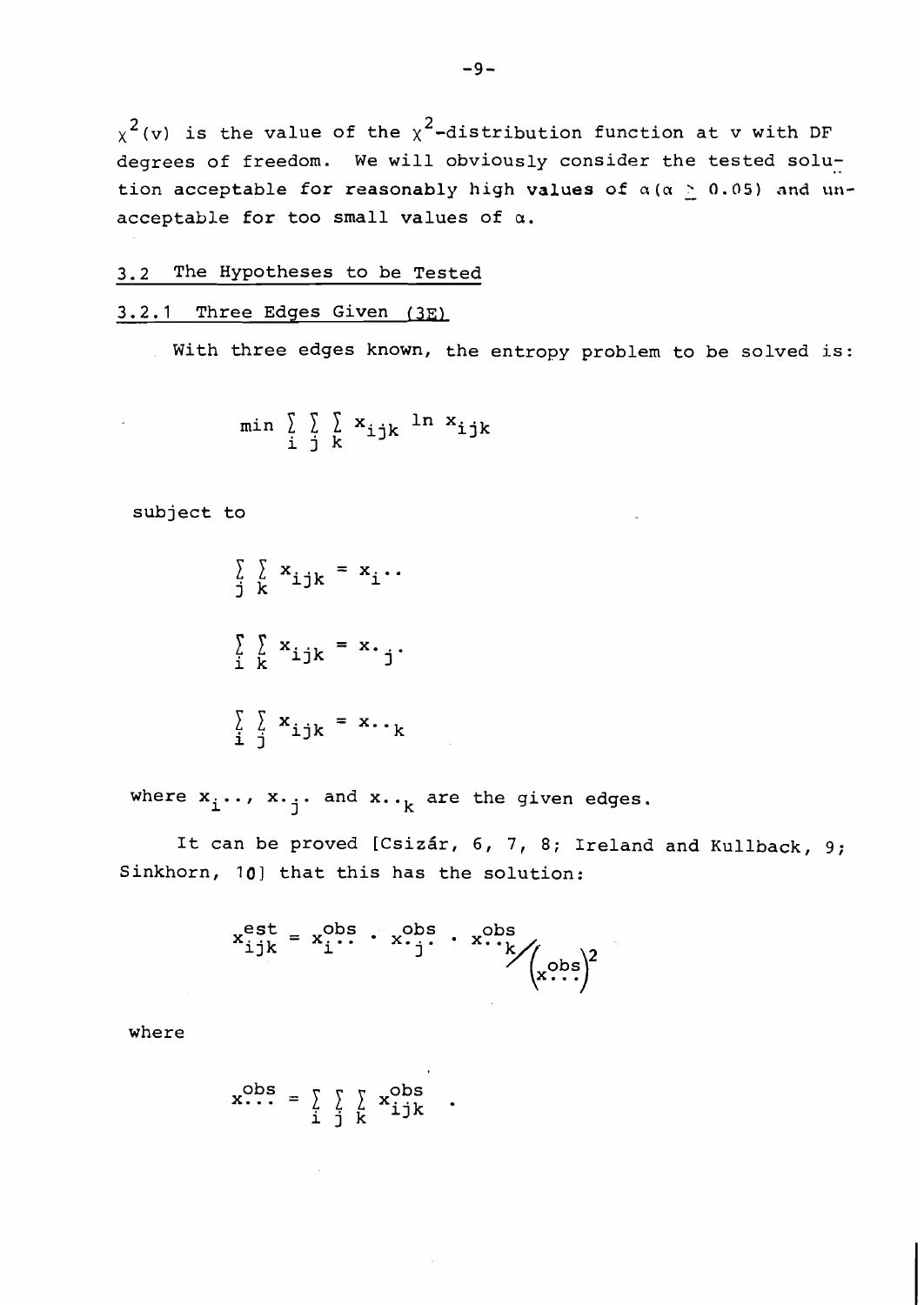$\chi^2(v)$ is the value of the $\chi^2$-distribution function at v with DF degrees of freedom. We will obviously consider the tested solution acceptable for reasonably high values of $\alpha$ ($\alpha \geq 0.05$) and unacceptable for too small values of $\alpha$.

## 3.2 The Hypotheses to be Tested

### 3.2.1 Three Edges Given (3E)

With three edges known, the entropy problem to be solved is:

$$\min \sum_i \sum_j \sum_k x_{ijk} \ln x_{ijk}$$

subject to

$$\sum_j \sum_k x_{ijk} = x_{i\cdot\cdot}$$

$$\sum_i \sum_k x_{ijk} = x_{\cdot j \cdot}$$

$$\sum_i \sum_j x_{ijk} = x_{\cdot\cdot k}$$

where $x_{i\cdot\cdot}$, $x_{\cdot j \cdot}$ and $x_{\cdot\cdot k}$ are the given edges.

It can be proved [Csizár, 6, 7, 8; Ireland and Kullback, 9; Sinkhorn, 10] that this has the solution:

$$x_{ijk}^{est} = x_{i\cdot\cdot}^{obs} \cdot x_{\cdot j \cdot}^{obs} \cdot x_{\cdot\cdot k}^{obs} \Big/ \left(x_{\cdot\cdot\cdot}^{obs}\right)^2$$

where

$$x_{\cdot\cdot\cdot}^{obs} = \sum_i \sum_j \sum_k x_{ijk}^{obs} \quad .$$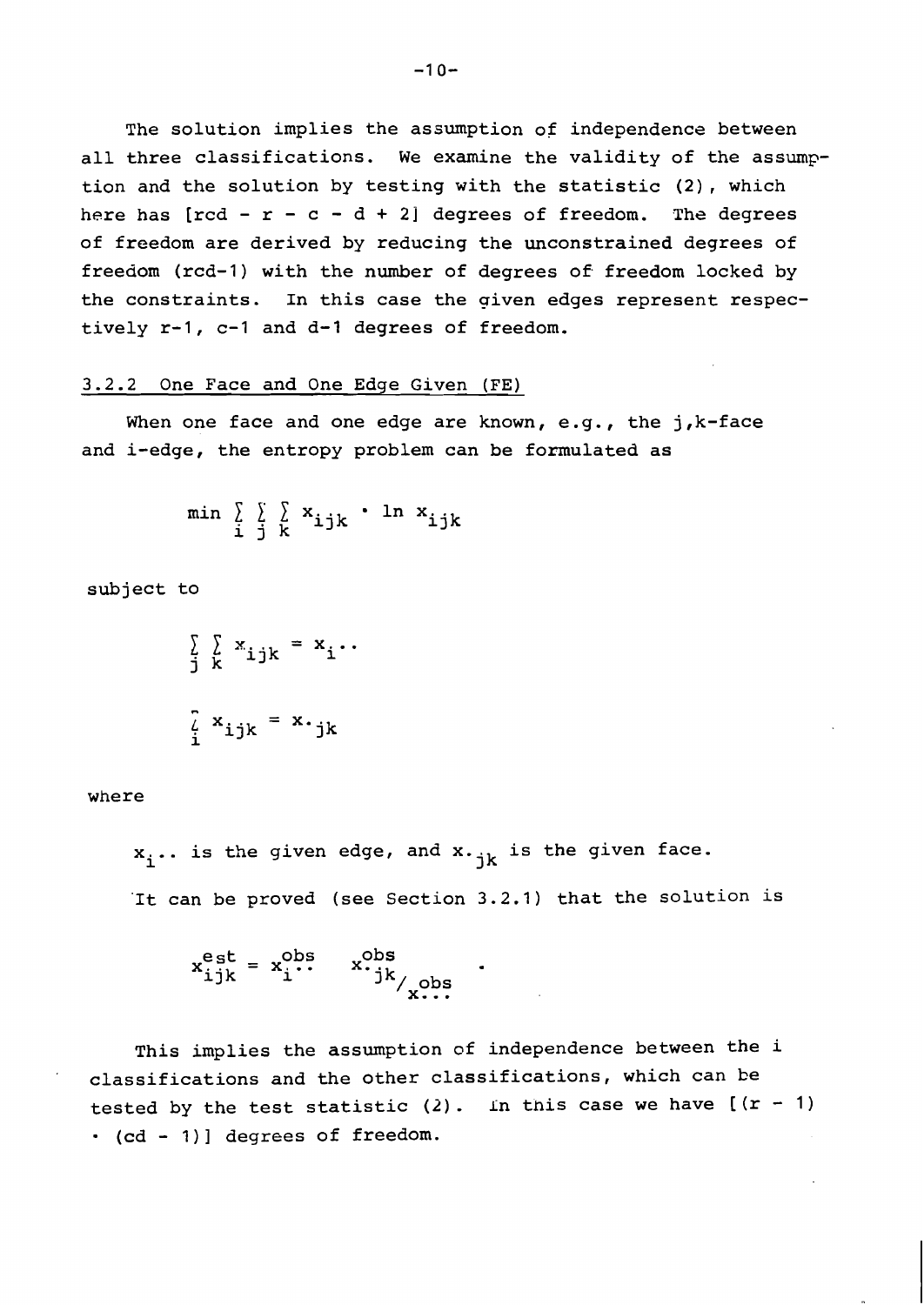The solution implies the assumption of independence between all three classifications. We examine the validity of the assumption and the solution by testing with the statistic (2), which here has $[rcd - r - c - d + 2]$ degrees of freedom. The degrees of freedom are derived by reducing the unconstrained degrees of freedom $(rcd-1)$ with the number of degrees of freedom locked by the constraints. In this case the given edges represent respectively $r-1$, $c-1$ and $d-1$ degrees of freedom.

### 3.2.2 One Face and One Edge Given (FE)

When one face and one edge are known, e.g., the j,k-face and i-edge, the entropy problem can be formulated as

$$\min \sum_i \sum_j \sum_k x_{ijk} \cdot \ln x_{ijk}$$

subject to

$$\sum_j \sum_k x_{ijk} = x_{i\cdot\cdot}$$

$$\sum_i x_{ijk} = x_{\cdot jk}$$

where

$x_{i\cdot\cdot}$ is the given edge, and $x_{\cdot jk}$ is the given face.

It can be proved (see Section 3.2.1) that the solution is

$$x_{ijk}^{est} = x_{i\cdot\cdot}^{obs} \quad x_{\cdot jk}^{obs} / x_{\cdot\cdot\cdot}^{obs} \quad .$$

This implies the assumption of independence between the i classifications and the other classifications, which can be tested by the test statistic (2). In this case we have $[(r - 1) \cdot (cd - 1)]$ degrees of freedom.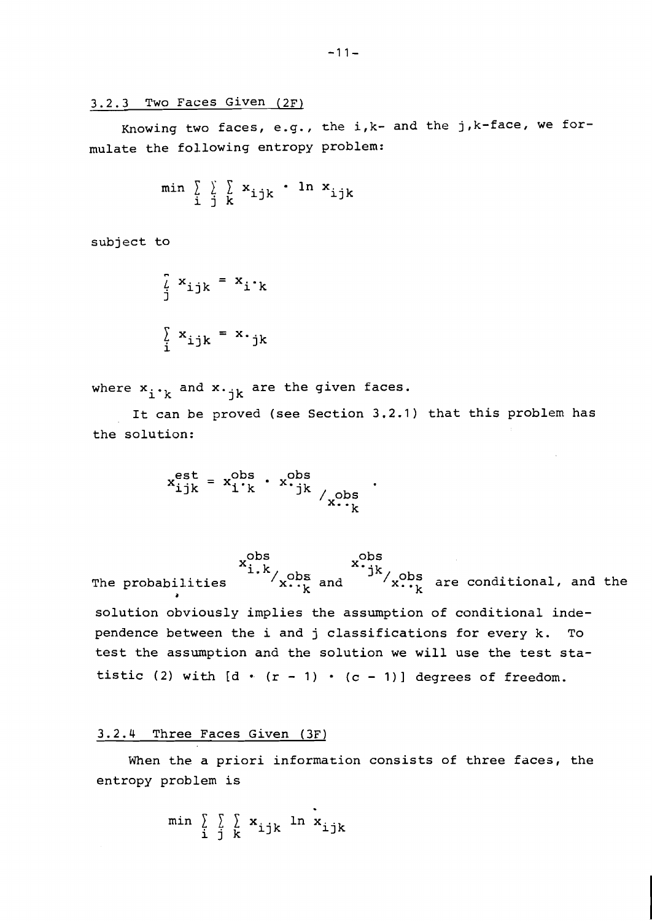### 3.2.3 Two Faces Given (2F)

Knowing two faces, e.g., the i,k- and the j,k-face, we formulate the following entropy problem:

$$\min \sum_i \sum_j \sum_k x_{ijk} \cdot \ln x_{ijk}$$

subject to

$$\sum_j x_{ijk} = x_{i \cdot k}$$

$$\sum_i x_{ijk} = x_{\cdot jk}$$

where $x_{i \cdot k}$ and $x_{\cdot jk}$ are the given faces.

It can be proved (see Section 3.2.1) that this problem has the solution:

$$x_{ijk}^{est} = x_{i \cdot k}^{obs} \cdot x_{\cdot jk}^{obs} / x_{\cdot \cdot k}^{obs} \quad .$$

The probabilities $x_{i.k}^{obs} / x_{\cdot \cdot k}^{obs}$ and $x_{\cdot jk}^{obs} / x_{\cdot \cdot k}^{obs}$ are conditional, and the solution obviously implies the assumption of conditional independence between the i and j classifications for every k. To test the assumption and the solution we will use the test statistic (2) with $[d \cdot (r - 1) \cdot (c - 1)]$ degrees of freedom.

### 3.2.4 Three Faces Given (3F)

When the a priori information consists of three faces, the entropy problem is

$$\min \sum_i \sum_j \sum_k x_{ijk} \ln x_{ijk}$$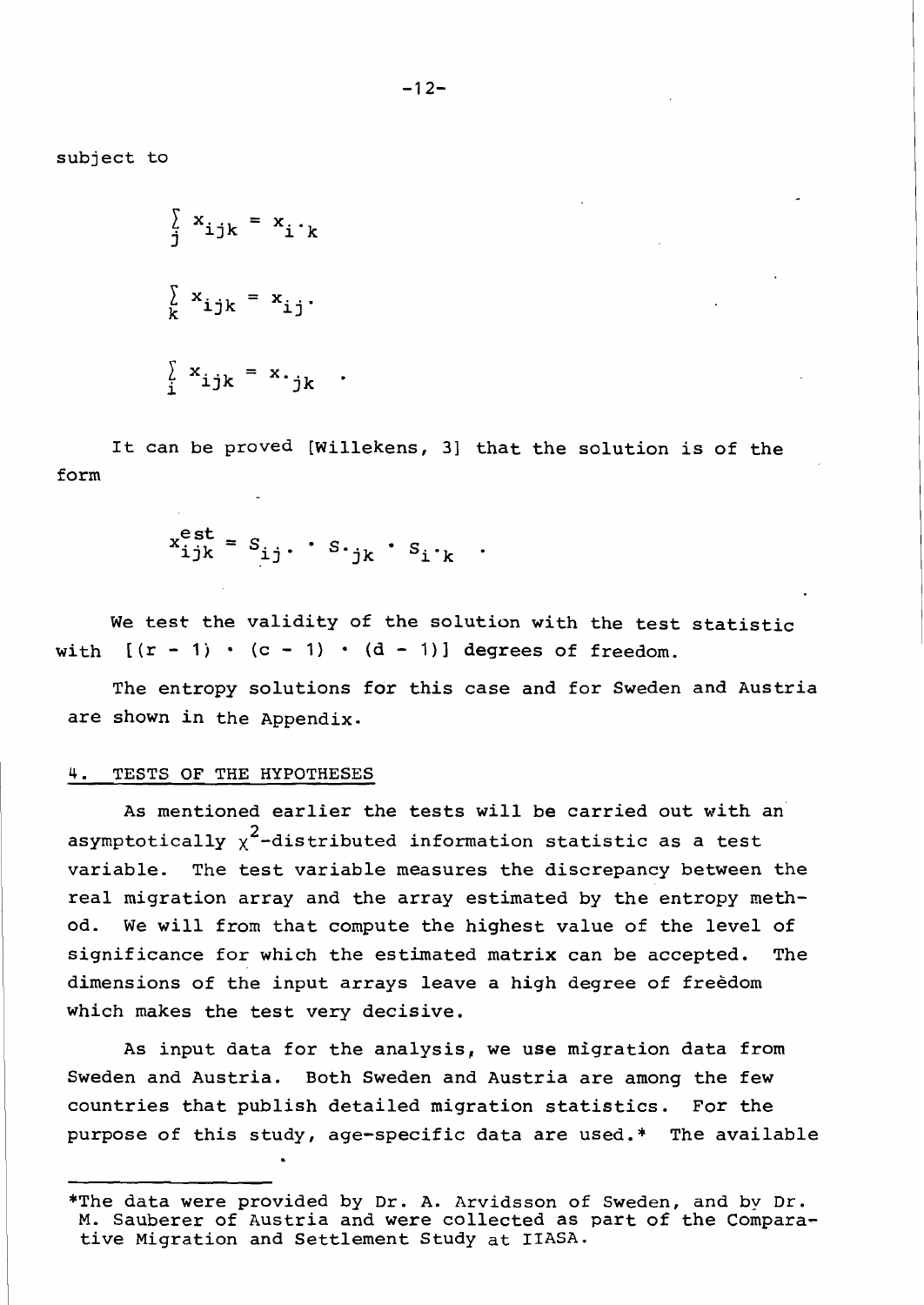subject to

$$\sum_j x_{ijk} = x_{i \cdot k}$$

$$\sum_k x_{ijk} = x_{ij \cdot}$$

$$\sum_i x_{ijk} = x_{\cdot jk} \quad .$$

It can be proved [Willekens, 3] that the solution is of the form

$$x_{ijk}^{est} = S_{ij \cdot} \cdot S_{\cdot jk} \cdot S_{i \cdot k} \quad .$$

We test the validity of the solution with the test statistic with $[(r - 1) \cdot (c - 1) \cdot (d - 1)]$ degrees of freedom.

The entropy solutions for this case and for Sweden and Austria are shown in the Appendix.

## 4. TESTS OF THE HYPOTHESES

As mentioned earlier the tests will be carried out with an asymptotically $\chi^2$-distributed information statistic as a test variable. The test variable measures the discrepancy between the real migration array and the array estimated by the entropy method. We will from that compute the highest value of the level of significance for which the estimated matrix can be accepted. The dimensions of the input arrays leave a high degree of freedom which makes the test very decisive.

As input data for the analysis, we use migration data from Sweden and Austria. Both Sweden and Austria are among the few countries that publish detailed migration statistics. For the purpose of this study, age-specific data are used.* The available

---

*The data were provided by Dr. A. Arvidsson of Sweden, and by Dr. M. Sauberer of Austria and were collected as part of the Comparative Migration and Settlement Study at IIASA.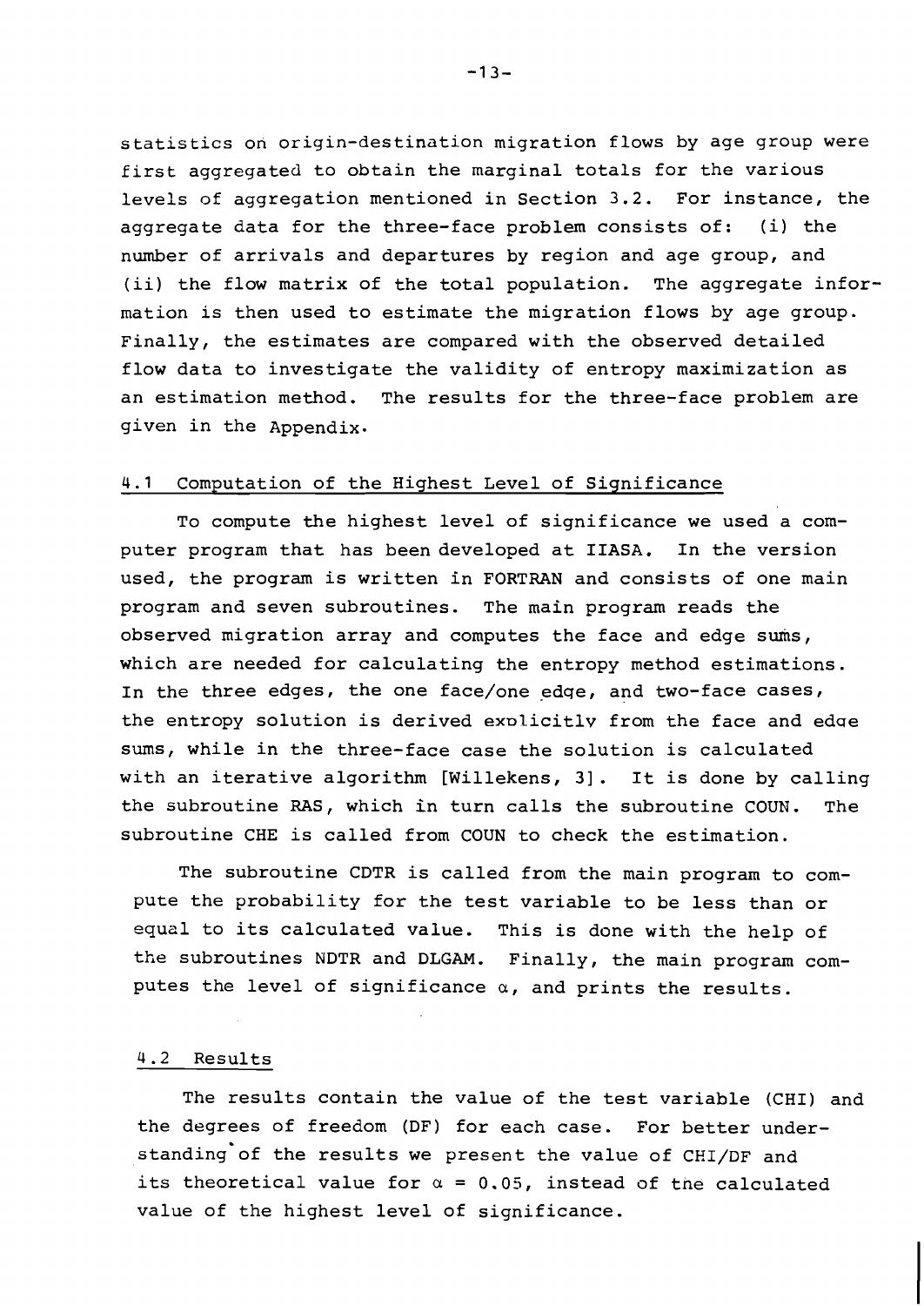statistics on origin-destination migration flows by age group were first aggregated to obtain the marginal totals for the various levels of aggregation mentioned in Section 3.2. For instance, the aggregate data for the three-face problem consists of: (i) the number of arrivals and departures by region and age group, and (ii) the flow matrix of the total population. The aggregate information is then used to estimate the migration flows by age group. Finally, the estimates are compared with the observed detailed flow data to investigate the validity of entropy maximization as an estimation method. The results for the three-face problem are given in the Appendix.

## 4.1 Computation of the Highest Level of Significance

To compute the highest level of significance we used a computer program that has been developed at IIASA. In the version used, the program is written in FORTRAN and consists of one main program and seven subroutines. The main program reads the observed migration array and computes the face and edge sums, which are needed for calculating the entropy method estimations. In the three edges, the one face/one edge, and two-face cases, the entropy solution is derived explicitly from the face and edge sums, while in the three-face case the solution is calculated with an iterative algorithm [Willekens, 3]. It is done by calling the subroutine RAS, which in turn calls the subroutine COUN. The subroutine CHE is called from COUN to check the estimation.

The subroutine CDTR is called from the main program to compute the probability for the test variable to be less than or equal to its calculated value. This is done with the help of the subroutines NDTR and DLGAM. Finally, the main program computes the level of significance $\alpha$, and prints the results.

## 4.2 Results

The results contain the value of the test variable (CHI) and the degrees of freedom (DF) for each case. For better understanding of the results we present the value of CHI/DF and its theoretical value for $\alpha = 0.05$, instead of the calculated value of the highest level of significance.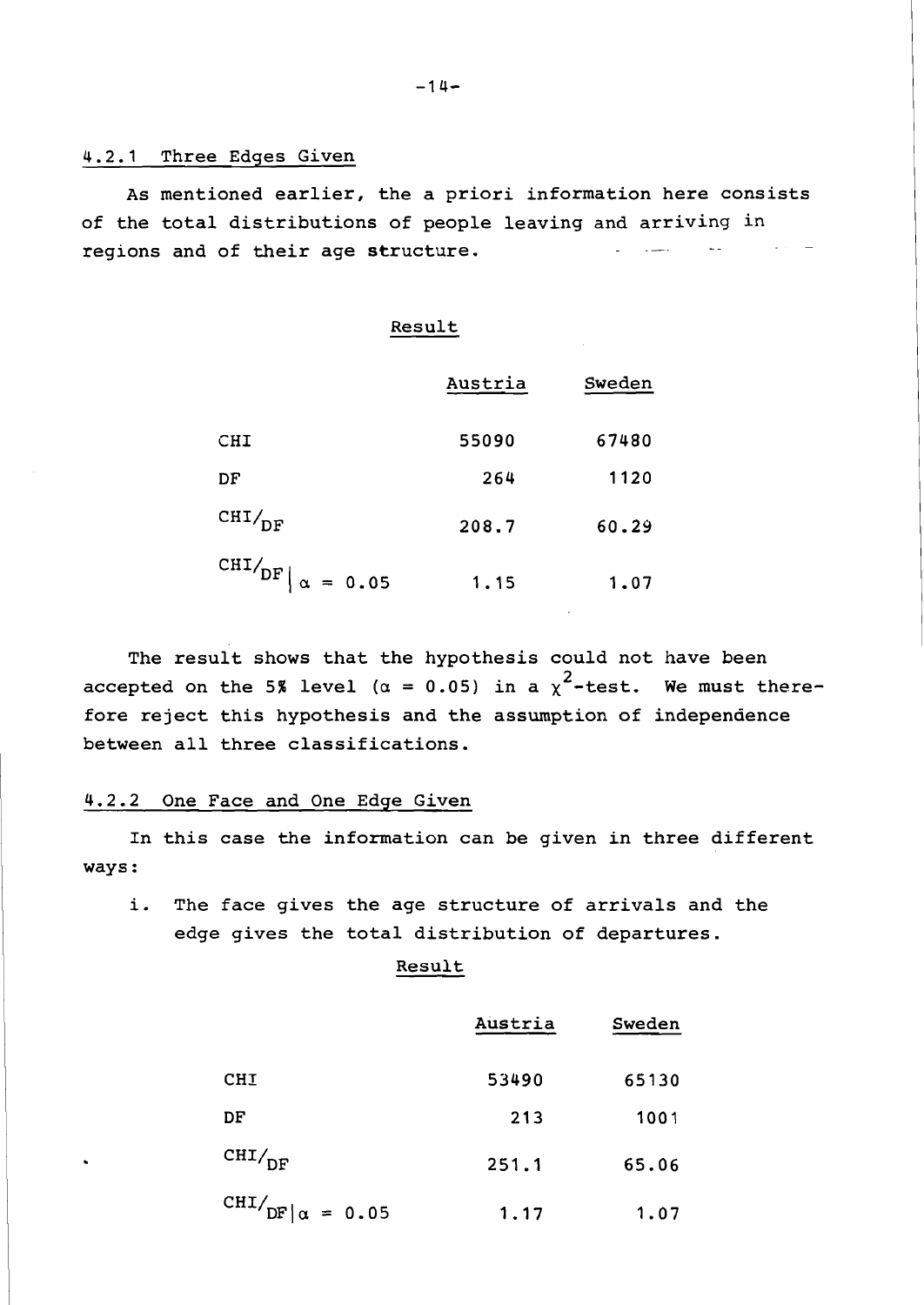### 4.2.1 Three Edges Given

As mentioned earlier, the a priori information here consists of the total distributions of people leaving and arriving in regions and of their age structure.

Result

| | Austria | Sweden |
|---|---|---|
| CHI | 55090 | 67480 |
| DF | 264 | 1120 |
| $CHI/_{DF}$ | 208.7 | 60.29 |
| $CHI/_{DF}\|_{\alpha = 0.05}$ | 1.15 | 1.07 |

The result shows that the hypothesis could not have been accepted on the 5% level ($\alpha = 0.05$) in a $\chi^2$-test. We must therefore reject this hypothesis and the assumption of independence between all three classifications.

### 4.2.2 One Face and One Edge Given

In this case the information can be given in three different ways:

i. The face gives the age structure of arrivals and the edge gives the total distribution of departures.

Result

| | Austria | Sweden |
|---|---|---|
| CHI | 53490 | 65130 |
| DF | 213 | 1001 |
| $CHI/_{DF}$ | 251.1 | 65.06 |
| $CHI/_{DF}\|_{\alpha = 0.05}$ | 1.17 | 1.07 |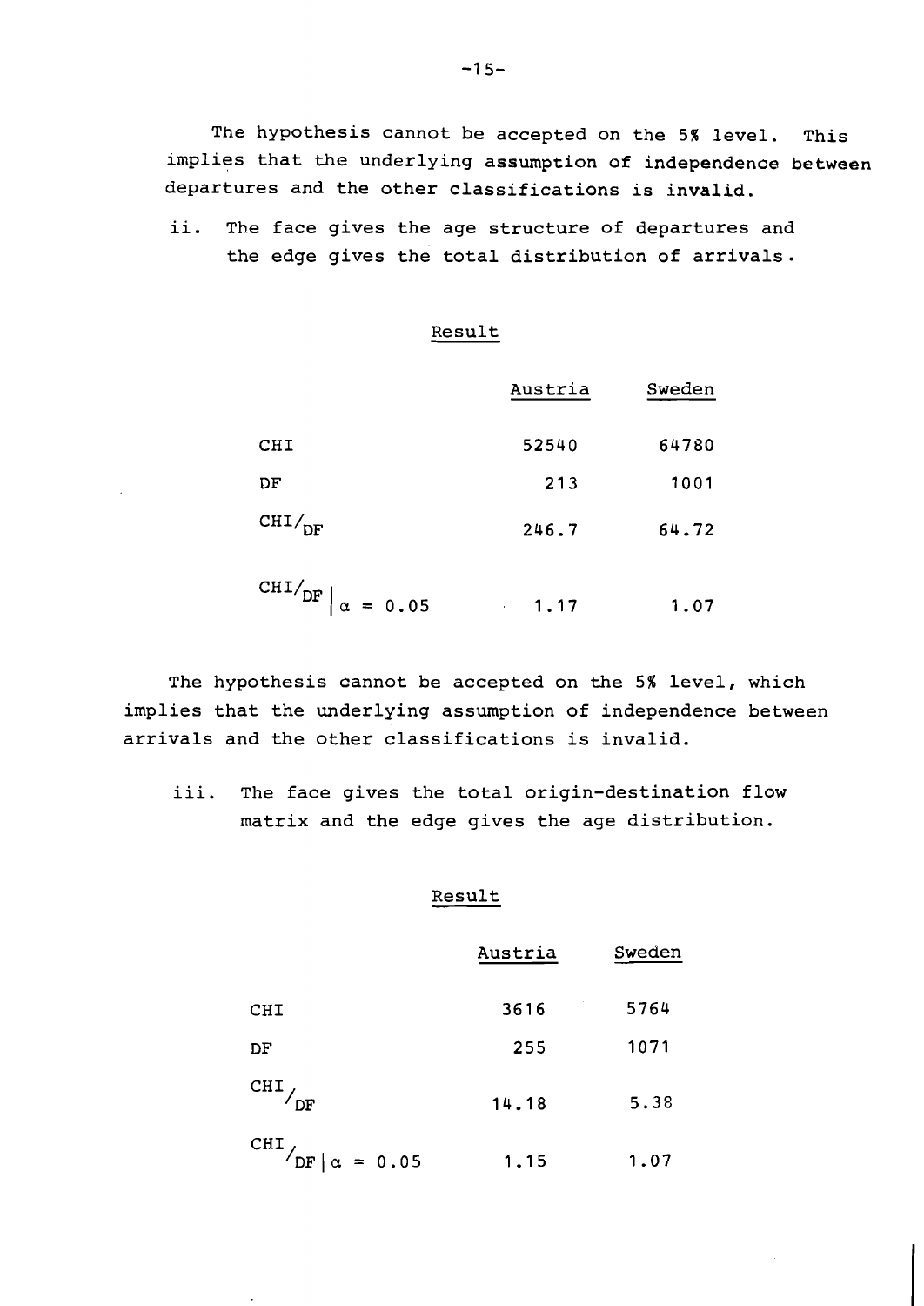The hypothesis cannot be accepted on the 5% level. This implies that the underlying assumption of independence between departures and the other classifications is invalid.

ii. The face gives the age structure of departures and the edge gives the total distribution of arrivals.

Result

| | Austria | Sweden |
|---|---|---|
| CHI | 52540 | 64780 |
| DF | 213 | 1001 |
| $CHI/_{DF}$ | 246.7 | 64.72 |
| $CHI/_{DF} \mid \alpha = 0.05$ | 1.17 | 1.07 |

The hypothesis cannot be accepted on the 5% level, which implies that the underlying assumption of independence between arrivals and the other classifications is invalid.

iii. The face gives the total origin-destination flow matrix and the edge gives the age distribution.

Result

| | Austria | Sweden |
|---|---|---|
| CHI | 3616 | 5764 |
| DF | 255 | 1071 |
| $CHI/_{DF}$ | 14.18 | 5.38 |
| $CHI/_{DF} \mid \alpha = 0.05$ | 1.15 | 1.07 |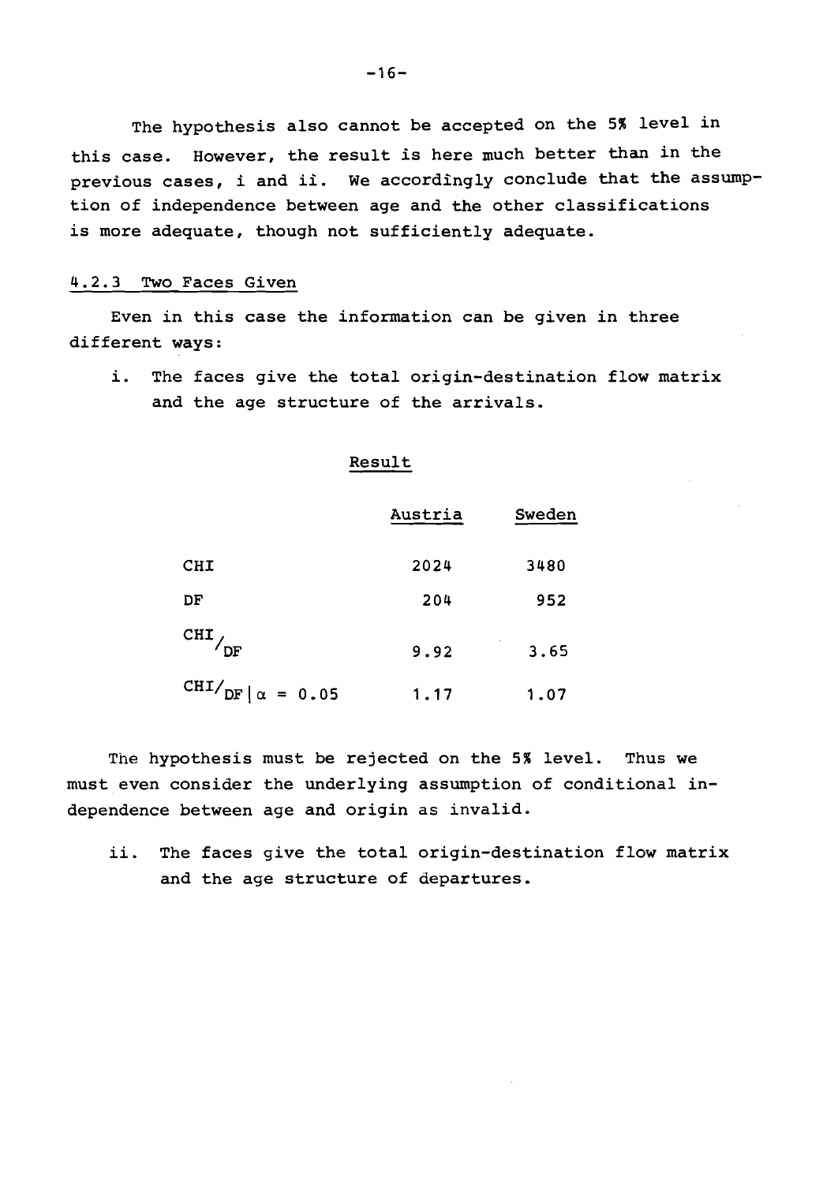The hypothesis also cannot be accepted on the 5% level in this case. However, the result is here much better than in the previous cases, i and ii. We accordingly conclude that the assumption of independence between age and the other classifications is more adequate, though not sufficiently adequate.

### 4.2.3 Two Faces Given

Even in this case the information can be given in three different ways:

i. The faces give the total origin-destination flow matrix and the age structure of the arrivals.

Result

| | Austria | Sweden |
|---|---|---|
| CHI | 2024 | 3480 |
| DF | 204 | 952 |
| $\text{CHI}/_{\text{DF}}$ | 9.92 | 3.65 |
| $\text{CHI}/_{\text{DF}} \mid \alpha = 0.05$ | 1.17 | 1.07 |

The hypothesis must be rejected on the 5% level. Thus we must even consider the underlying assumption of conditional independence between age and origin as invalid.

ii. The faces give the total origin-destination flow matrix and the age structure of departures.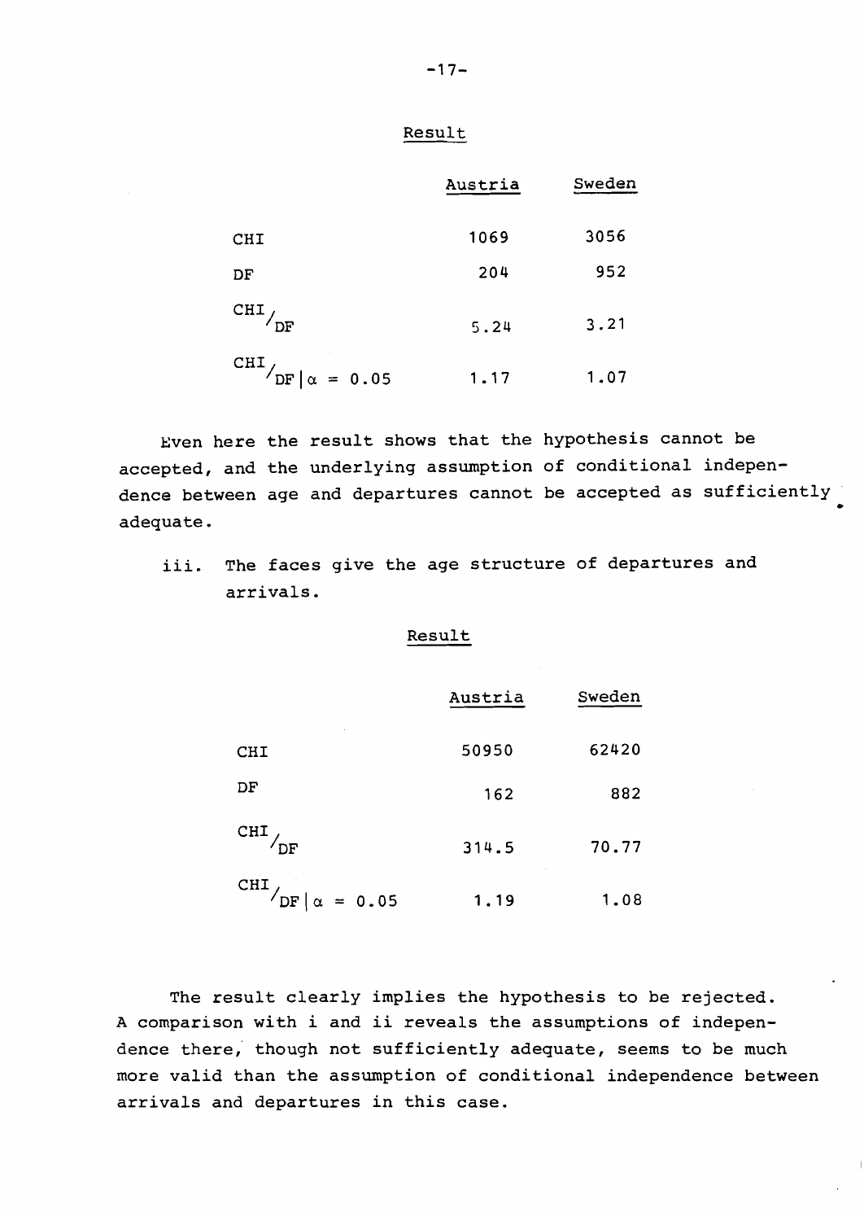Result

| | Austria | Sweden |
|---|---|---|
| CHI | 1069 | 3056 |
| DF | 204 | 952 |
| $\text{CHI}/_{\text{DF}}$ | 5.24 | 3.21 |
| $\text{CHI}/_{\text{DF}} \mid \alpha = 0.05$ | 1.17 | 1.07 |

Even here the result shows that the hypothesis cannot be accepted, and the underlying assumption of conditional independence between age and departures cannot be accepted as sufficiently adequate.

iii. The faces give the age structure of departures and arrivals.

Result

| | Austria | Sweden |
|---|---|---|
| CHI | 50950 | 62420 |
| DF | 162 | 882 |
| $\text{CHI}/_{\text{DF}}$ | 314.5 | 70.77 |
| $\text{CHI}/_{\text{DF}} \mid \alpha = 0.05$ | 1.19 | 1.08 |

The result clearly implies the hypothesis to be rejected. A comparison with i and ii reveals the assumptions of independence there, though not sufficiently adequate, seems to be much more valid than the assumption of conditional independence between arrivals and departures in this case.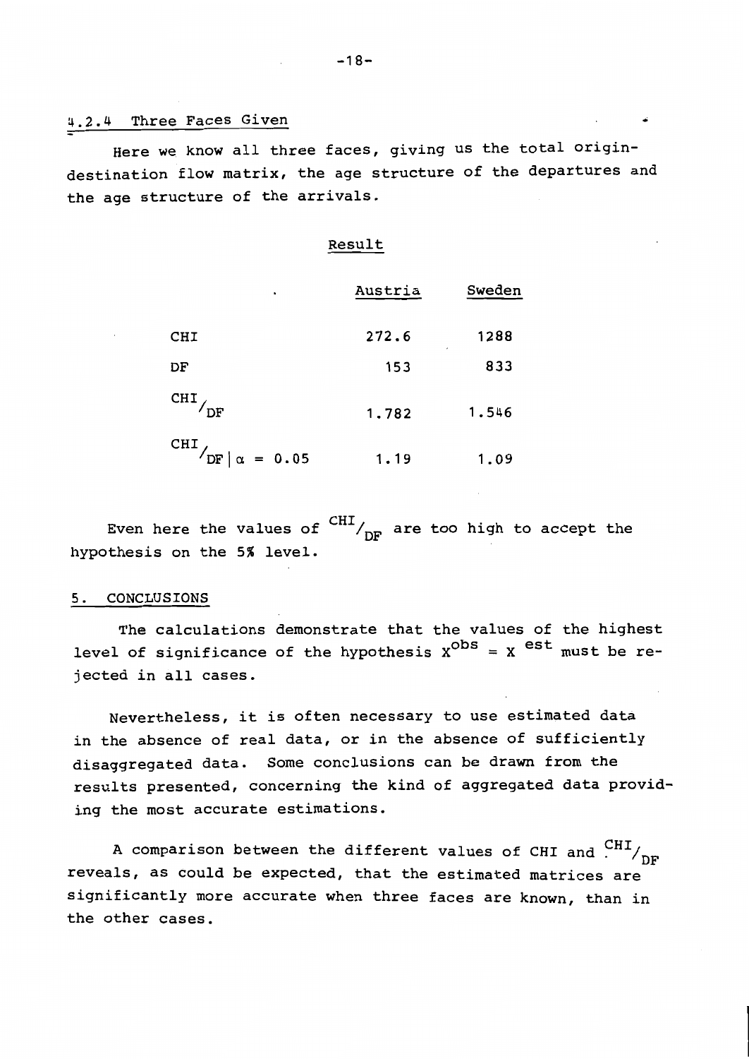### 4.2.4 Three Faces Given

Here we know all three faces, giving us the total origin-destination flow matrix, the age structure of the departures and the age structure of the arrivals.

Result

| | Austria | Sweden |
|---|---|---|
| CHI | 272.6 | 1288 |
| DF | 153 | 833 |
| $^{CHI}/_{DF}$ | 1.782 | 1.546 |
| $^{CHI}/_{DF} \mid \alpha = 0.05$ | 1.19 | 1.09 |

Even here the values of $^{CHI}/_{DF}$ are too high to accept the hypothesis on the 5% level.

## 5. CONCLUSIONS

The calculations demonstrate that the values of the highest level of significance of the hypothesis $X^{obs} = X^{est}$ must be rejected in all cases.

Nevertheless, it is often necessary to use estimated data in the absence of real data, or in the absence of sufficiently disaggregated data. Some conclusions can be drawn from the results presented, concerning the kind of aggregated data providing the most accurate estimations.

A comparison between the different values of CHI and $^{CHI}/_{DF}$ reveals, as could be expected, that the estimated matrices are significantly more accurate when three faces are known, than in the other cases.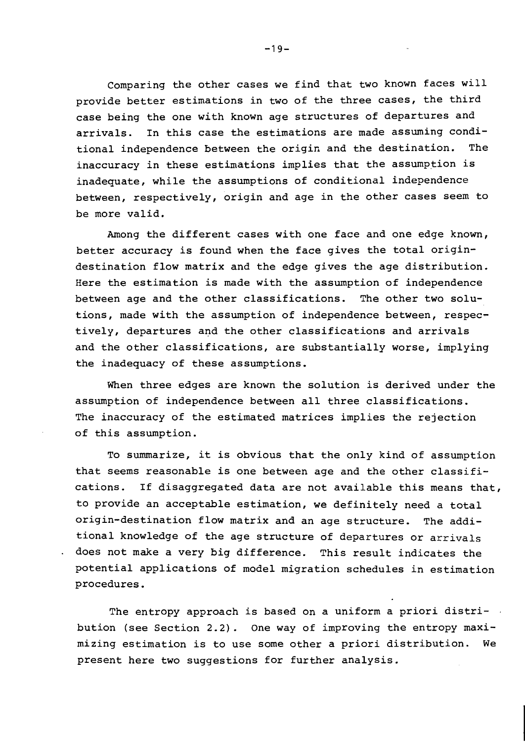Comparing the other cases we find that two known faces will provide better estimations in two of the three cases, the third case being the one with known age structures of departures and arrivals. In this case the estimations are made assuming conditional independence between the origin and the destination. The inaccuracy in these estimations implies that the assumption is inadequate, while the assumptions of conditional independence between, respectively, origin and age in the other cases seem to be more valid.

Among the different cases with one face and one edge known, better accuracy is found when the face gives the total origin-destination flow matrix and the edge gives the age distribution. Here the estimation is made with the assumption of independence between age and the other classifications. The other two solutions, made with the assumption of independence between, respectively, departures and the other classifications and arrivals and the other classifications, are substantially worse, implying the inadequacy of these assumptions.

When three edges are known the solution is derived under the assumption of independence between all three classifications. The inaccuracy of the estimated matrices implies the rejection of this assumption.

To summarize, it is obvious that the only kind of assumption that seems reasonable is one between age and the other classifications. If disaggregated data are not available this means that, to provide an acceptable estimation, we definitely need a total origin-destination flow matrix and an age structure. The additional knowledge of the age structure of departures or arrivals does not make a very big difference. This result indicates the potential applications of model migration schedules in estimation procedures.

The entropy approach is based on a uniform a priori distribution (see Section 2.2). One way of improving the entropy maximizing estimation is to use some other a priori distribution. We present here two suggestions for further analysis.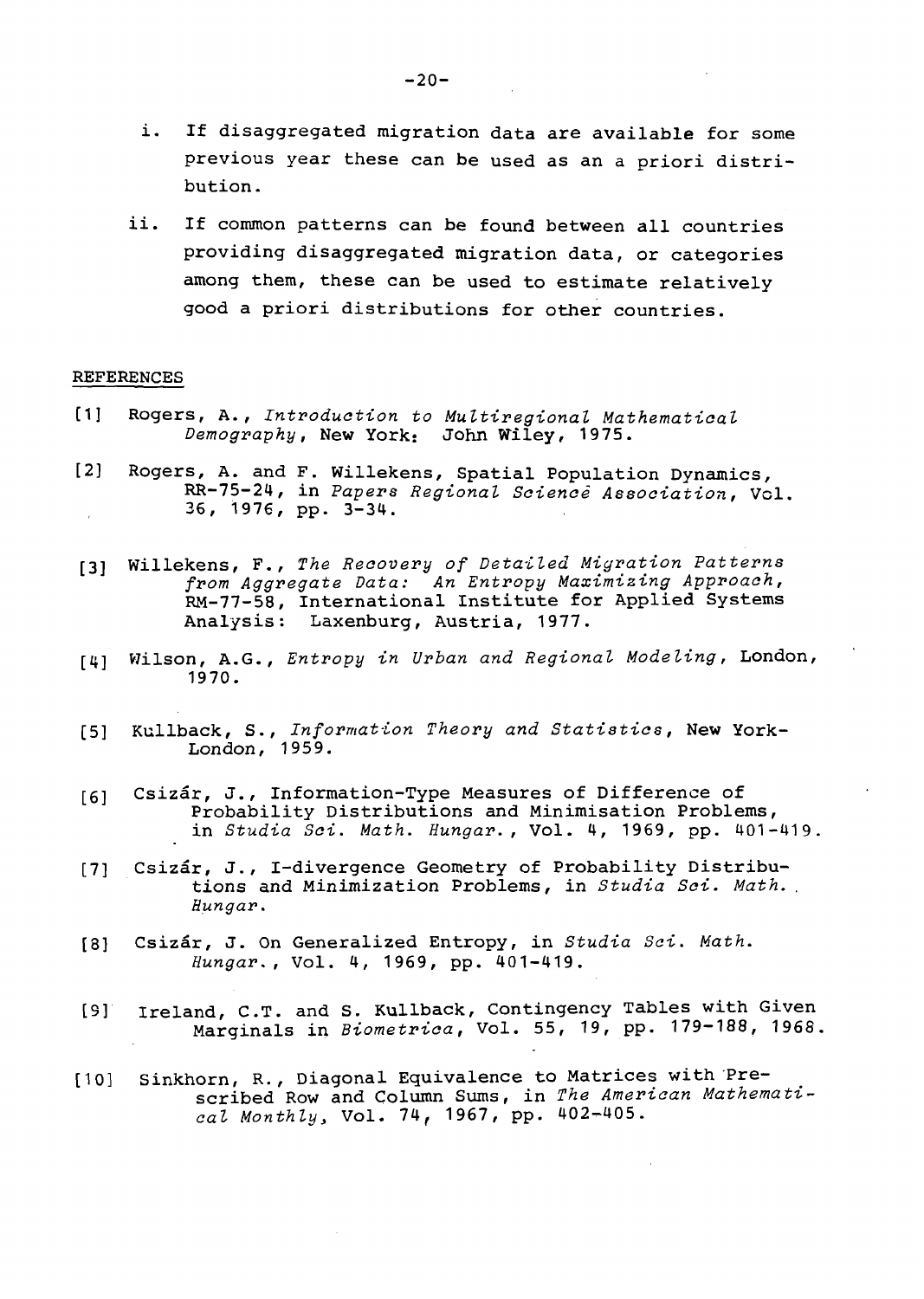i. If disaggregated migration data are available for some previous year these can be used as an a priori distribution.

ii. If common patterns can be found between all countries providing disaggregated migration data, or categories among them, these can be used to estimate relatively good a priori distributions for other countries.

## REFERENCES

[1] Rogers, A., *Introduction to Multiregional Mathematical Demography*, New York: John Wiley, 1975.

[2] Rogers, A. and F. Willekens, Spatial Population Dynamics, RR-75-24, in *Papers Regional Sciencė Association*, Vol. 36, 1976, pp. 3-34.

[3] Willekens, F., *The Recovery of Detailed Migration Patterns from Aggregate Data: An Entropy Maximizing Approach*, RM-77-58, International Institute for Applied Systems Analysis: Laxenburg, Austria, 1977.

[4] Wilson, A.G., *Entropy in Urban and Regional Modeling*, London, 1970.

[5] Kullback, S., *Information Theory and Statistics*, New York-London, 1959.

[6] Csizár, J., Information-Type Measures of Difference of Probability Distributions and Minimisation Problems, in *Studia Sci. Math. Hungar.*, Vol. 4, 1969, pp. 401-419.

[7] Csizár, J., I-divergence Geometry of Probability Distributions and Minimization Problems, in *Studia Sci. Math. Hungar.*

[8] Csizár, J. On Generalized Entropy, in *Studia Sci. Math. Hungar.*, Vol. 4, 1969, pp. 401-419.

[9] Ireland, C.T. and S. Kullback, Contingency Tables with Given Marginals in *Biometrica*, Vol. 55, 19, pp. 179-188, 1968.

[10] Sinkhorn, R., Diagonal Equivalence to Matrices with Prescribed Row and Column Sums, in *The American Mathematical Monthly*, Vol. 74, 1967, pp. 402-405.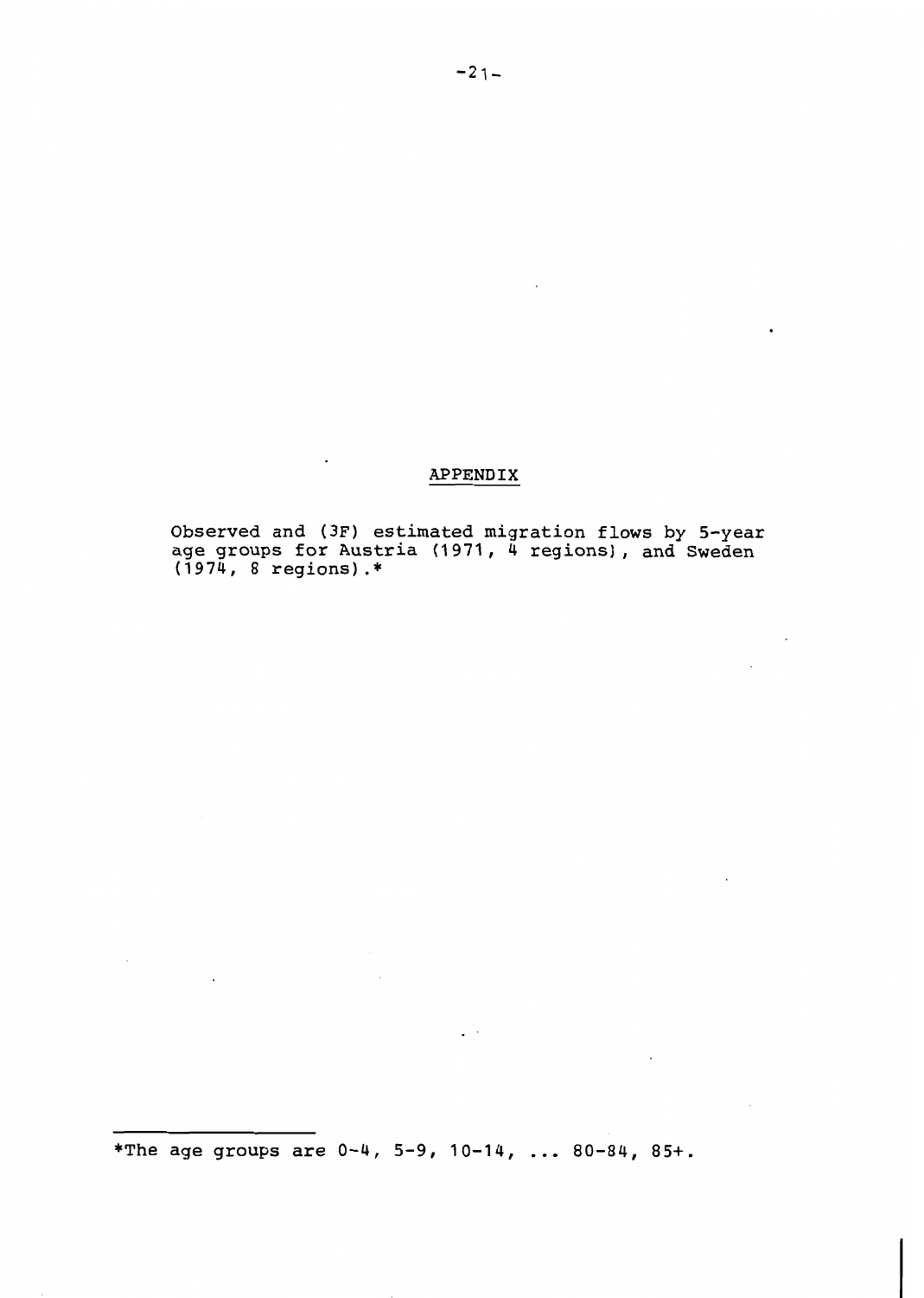# APPENDIX

Observed and (3F) estimated migration flows by 5-year age groups for Austria (1971, 4 regions), and Sweden (1974, 8 regions).*

---

*The age groups are 0-4, 5-9, 10-14, ... 80-84, 85+.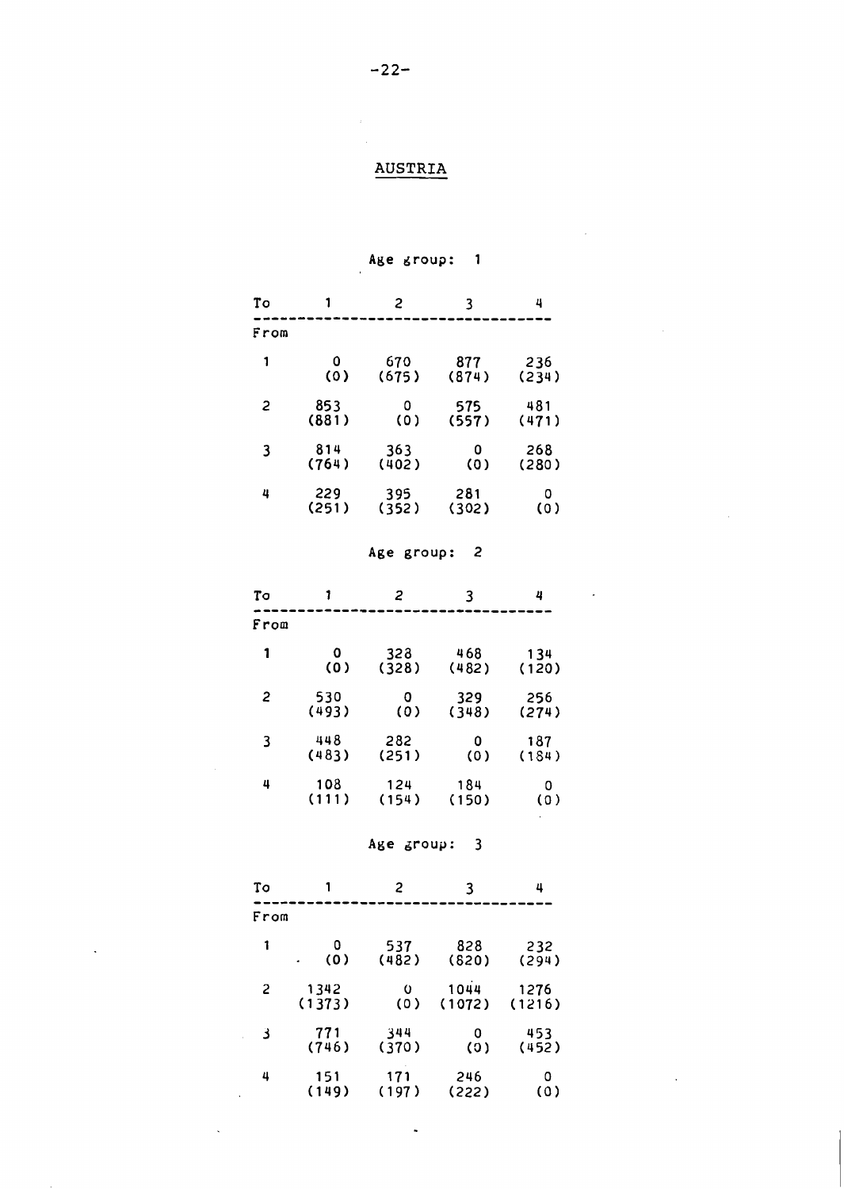## AUSTRIA

### Age group: 1

| To / From | 1 | 2 | 3 | 4 |
|---|---|---|---|---|
| 1 | 0 (0) | 670 (675) | 877 (874) | 236 (234) |
| 2 | 853 (881) | 0 (0) | 575 (557) | 481 (471) |
| 3 | 814 (764) | 363 (402) | 0 (0) | 268 (280) |
| 4 | 229 (251) | 395 (352) | 281 (302) | 0 (0) |

### Age group: 2

| To / From | 1 | 2 | 3 | 4 |
|---|---|---|---|---|
| 1 | 0 (0) | 328 (328) | 468 (482) | 134 (120) |
| 2 | 530 (493) | 0 (0) | 329 (348) | 256 (274) |
| 3 | 448 (483) | 282 (251) | 0 (0) | 187 (184) |
| 4 | 108 (111) | 124 (154) | 184 (150) | 0 (0) |

### Age group: 3

| To / From | 1 | 2 | 3 | 4 |
|---|---|---|---|---|
| 1 | 0 (0) | 537 (482) | 828 (820) | 232 (294) |
| 2 | 1342 (1373) | 0 (0) | 1044 (1072) | 1276 (1216) |
| 3 | 771 (746) | 344 (370) | 0 (0) | 453 (452) |
| 4 | 151 (149) | 171 (197) | 246 (222) | 0 (0) |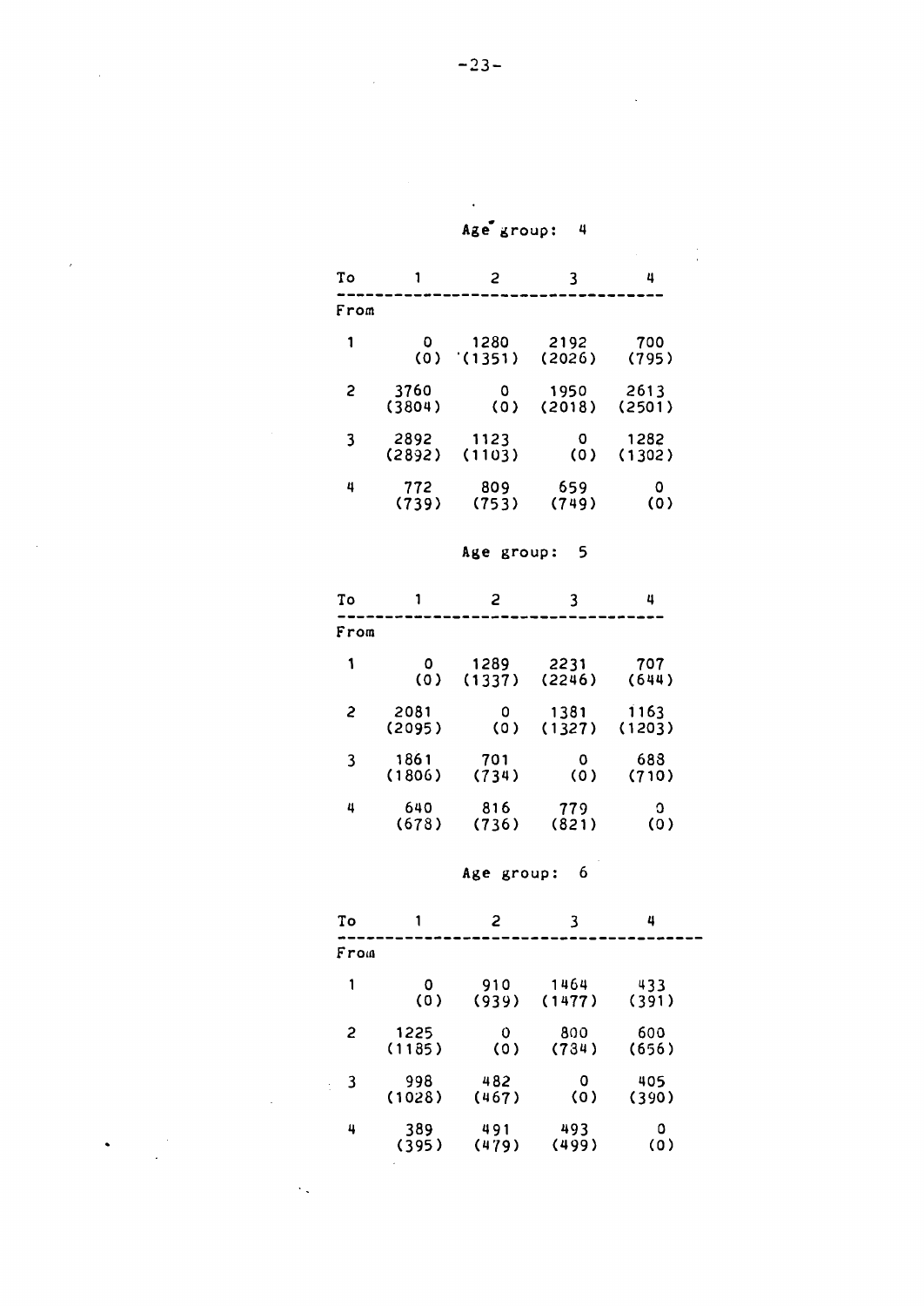Age group: 4

| To / From | 1 | 2 | 3 | 4 |
|---|---|---|---|---|
| 1 | 0 (0) | 1280 (1351) | 2192 (2026) | 700 (795) |
| 2 | 3760 (3804) | 0 (0) | 1950 (2018) | 2613 (2501) |
| 3 | 2892 (2892) | 1123 (1103) | 0 (0) | 1282 (1302) |
| 4 | 772 (739) | 809 (753) | 659 (749) | 0 (0) |

Age group: 5

| To / From | 1 | 2 | 3 | 4 |
|---|---|---|---|---|
| 1 | 0 (0) | 1289 (1337) | 2231 (2246) | 707 (644) |
| 2 | 2081 (2095) | 0 (0) | 1381 (1327) | 1163 (1203) |
| 3 | 1861 (1806) | 701 (734) | 0 (0) | 688 (710) |
| 4 | 640 (678) | 816 (736) | 779 (821) | 0 (0) |

Age group: 6

| To / From | 1 | 2 | 3 | 4 |
|---|---|---|---|---|
| 1 | 0 (0) | 910 (939) | 1464 (1477) | 433 (391) |
| 2 | 1225 (1185) | 0 (0) | 800 (734) | 600 (656) |
| 3 | 998 (1028) | 482 (467) | 0 (0) | 405 (390) |
| 4 | 389 (395) | 491 (479) | 493 (499) | 0 (0) |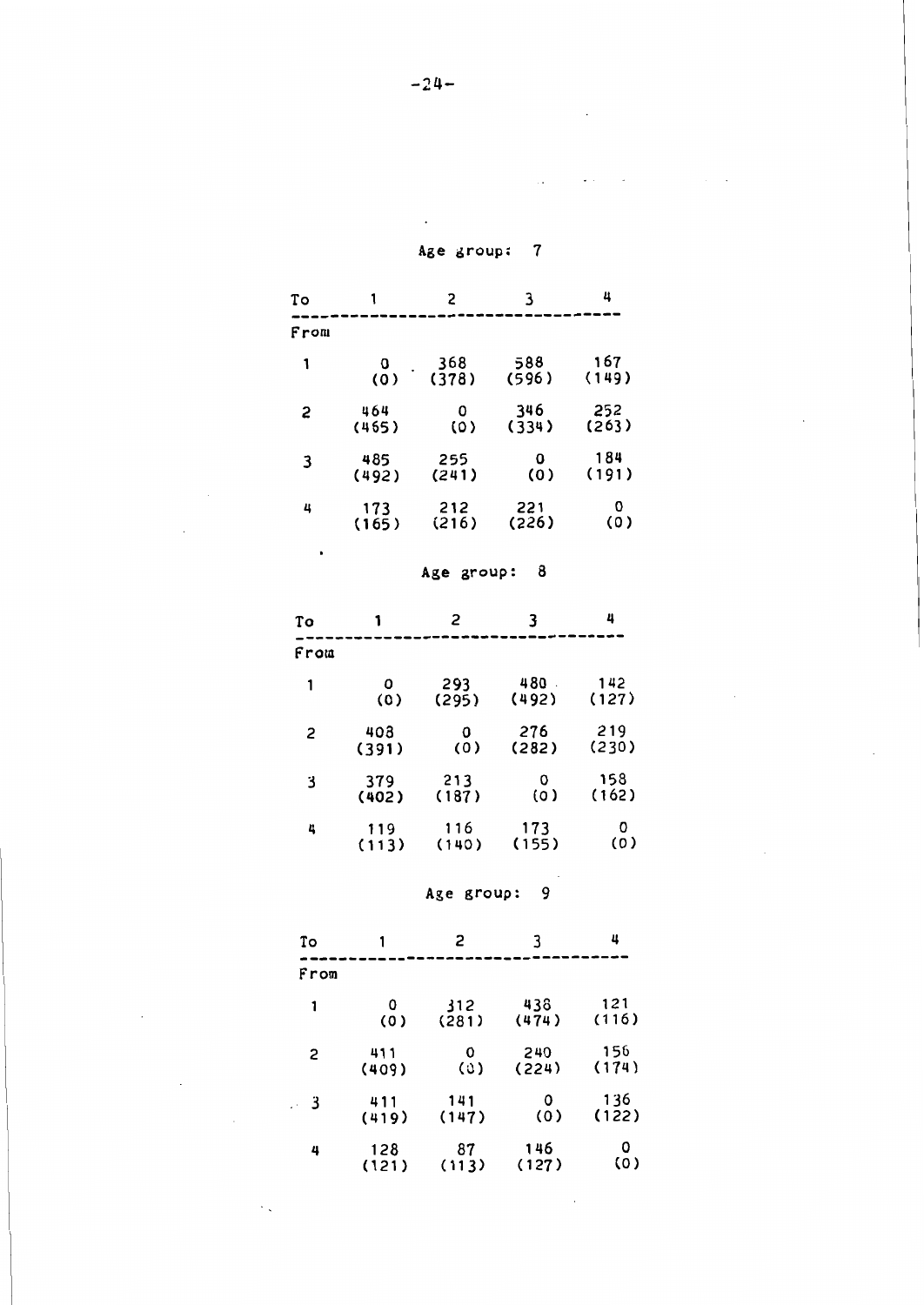Age group: 7

| To<br>From | 1 | 2 | 3 | 4 |
|---|---|---|---|---|
| 1 | 0<br>(0) | 368<br>(378) | 588<br>(596) | 167<br>(149) |
| 2 | 464<br>(465) | 0<br>(0) | 346<br>(334) | 252<br>(263) |
| 3 | 485<br>(492) | 255<br>(241) | 0<br>(0) | 184<br>(191) |
| 4 | 173<br>(165) | 212<br>(216) | 221<br>(226) | 0<br>(0) |

Age group: 8

| To<br>From | 1 | 2 | 3 | 4 |
|---|---|---|---|---|
| 1 | 0<br>(0) | 293<br>(295) | 480<br>(492) | 142<br>(127) |
| 2 | 408<br>(391) | 0<br>(0) | 276<br>(282) | 219<br>(230) |
| 3 | 379<br>(402) | 213<br>(187) | 0<br>(0) | 158<br>(162) |
| 4 | 119<br>(113) | 116<br>(140) | 173<br>(155) | 0<br>(0) |

Age group: 9

| To<br>From | 1 | 2 | 3 | 4 |
|---|---|---|---|---|
| 1 | 0<br>(0) | 312<br>(281) | 438<br>(474) | 121<br>(116) |
| 2 | 411<br>(409) | 0<br>(0) | 240<br>(224) | 156<br>(174) |
| 3 | 411<br>(419) | 141<br>(147) | 0<br>(0) | 136<br>(122) |
| 4 | 128<br>(121) | 87<br>(113) | 146<br>(127) | 0<br>(0) |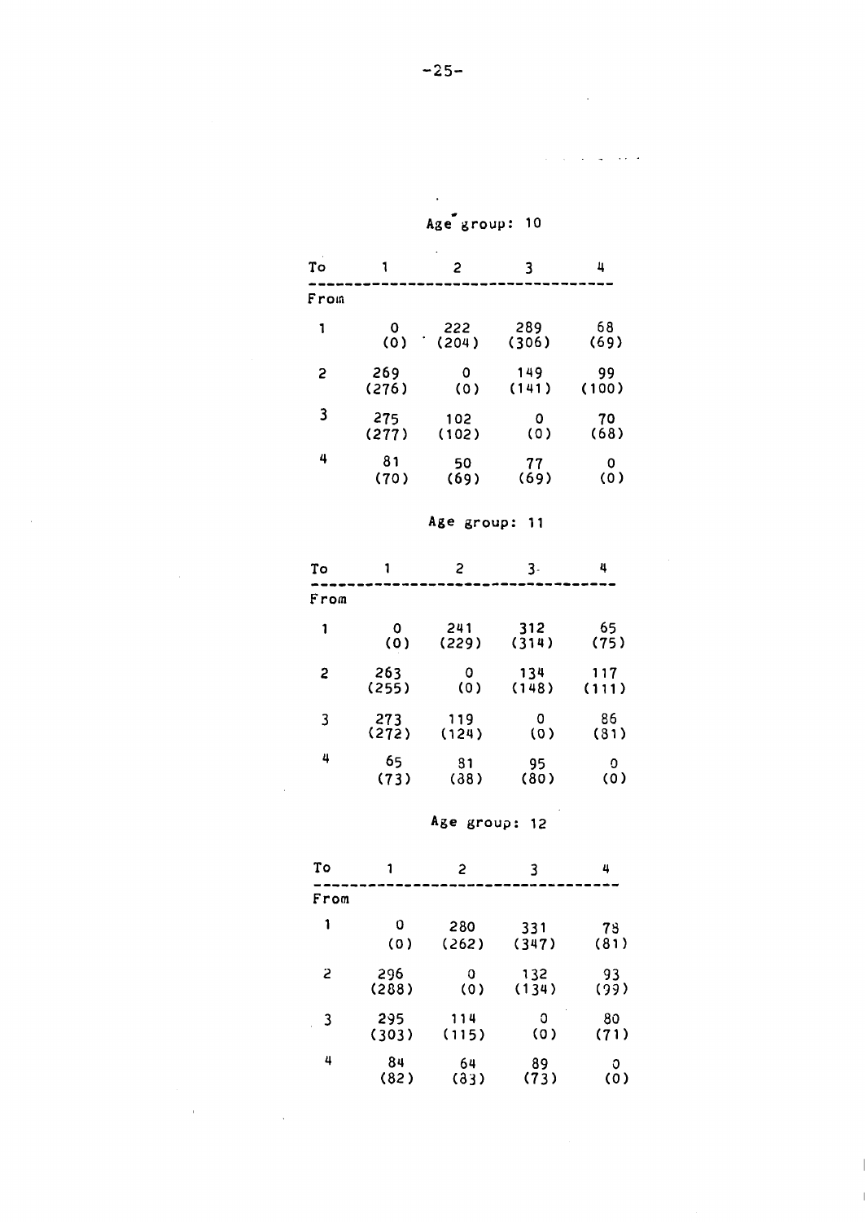Age group: 10

| To / From | 1 | 2 | 3 | 4 |
|---|---|---|---|---|
| 1 | 0 (0) | 222 (204) | 289 (306) | 68 (69) |
| 2 | 269 (276) | 0 (0) | 149 (141) | 99 (100) |
| 3 | 275 (277) | 102 (102) | 0 (0) | 70 (68) |
| 4 | 81 (70) | 50 (69) | 77 (69) | 0 (0) |

Age group: 11

| To / From | 1 | 2 | 3 | 4 |
|---|---|---|---|---|
| 1 | 0 (0) | 241 (229) | 312 (314) | 65 (75) |
| 2 | 263 (255) | 0 (0) | 134 (148) | 117 (111) |
| 3 | 273 (272) | 119 (124) | 0 (0) | 86 (81) |
| 4 | 65 (73) | 81 (88) | 95 (80) | 0 (0) |

Age group: 12

| To / From | 1 | 2 | 3 | 4 |
|---|---|---|---|---|
| 1 | 0 (0) | 280 (262) | 331 (347) | 78 (81) |
| 2 | 296 (288) | 0 (0) | 132 (134) | 93 (99) |
| 3 | 295 (303) | 114 (115) | 0 (0) | 80 (71) |
| 4 | 84 (82) | 64 (83) | 89 (73) | 0 (0) |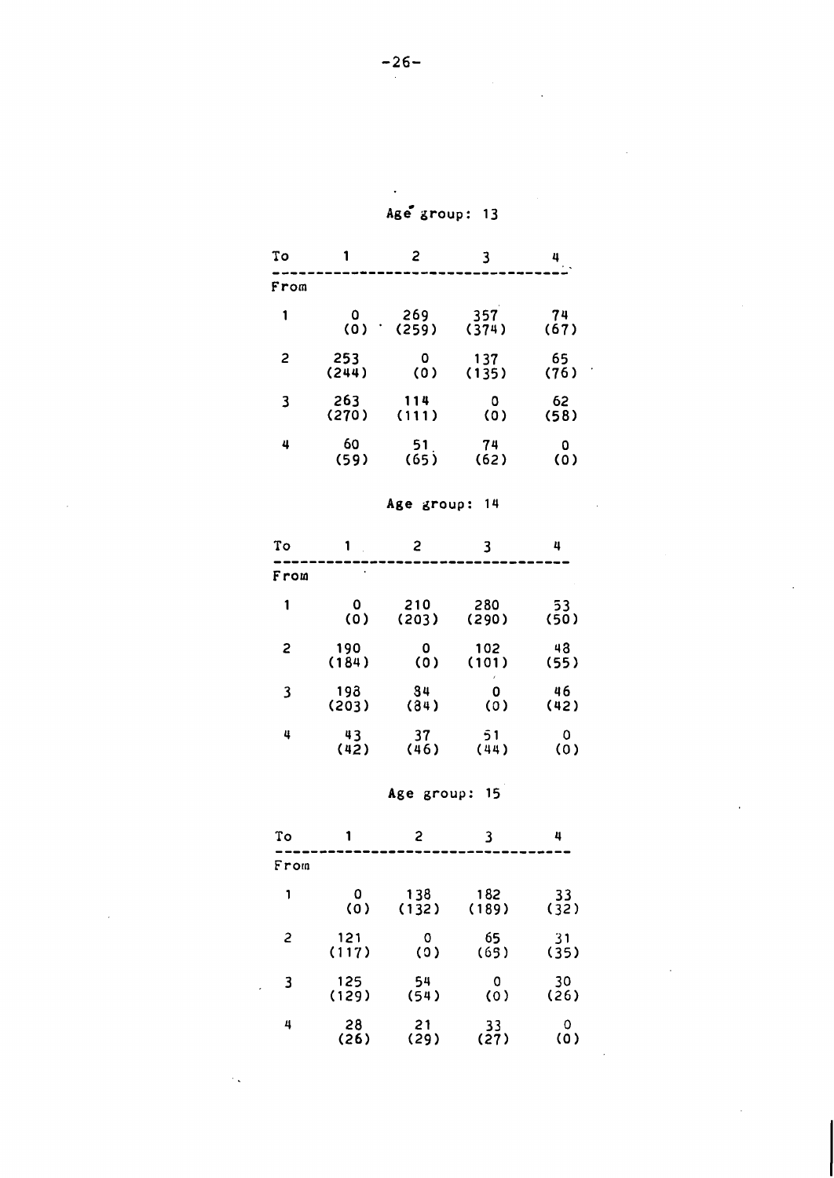Age group: 13

| To / From | 1 | 2 | 3 | 4 |
|---|---|---|---|---|
| 1 | 0 (0) | 269 (259) | 357 (374) | 74 (67) |
| 2 | 253 (244) | 0 (0) | 137 (135) | 65 (76) |
| 3 | 263 (270) | 114 (111) | 0 (0) | 62 (58) |
| 4 | 60 (59) | 51 (65) | 74 (62) | 0 (0) |

Age group: 14

| To / From | 1 | 2 | 3 | 4 |
|---|---|---|---|---|
| 1 | 0 (0) | 210 (203) | 280 (290) | 53 (50) |
| 2 | 190 (184) | 0 (0) | 102 (101) | 48 (55) |
| 3 | 198 (203) | 84 (84) | 0 (0) | 46 (42) |
| 4 | 43 (42) | 37 (46) | 51 (44) | 0 (0) |

Age group: 15

| To / From | 1 | 2 | 3 | 4 |
|---|---|---|---|---|
| 1 | 0 (0) | 138 (132) | 182 (189) | 33 (32) |
| 2 | 121 (117) | 0 (0) | 65 (65) | 31 (35) |
| 3 | 125 (129) | 54 (54) | 0 (0) | 30 (26) |
| 4 | 28 (26) | 21 (29) | 33 (27) | 0 (0) |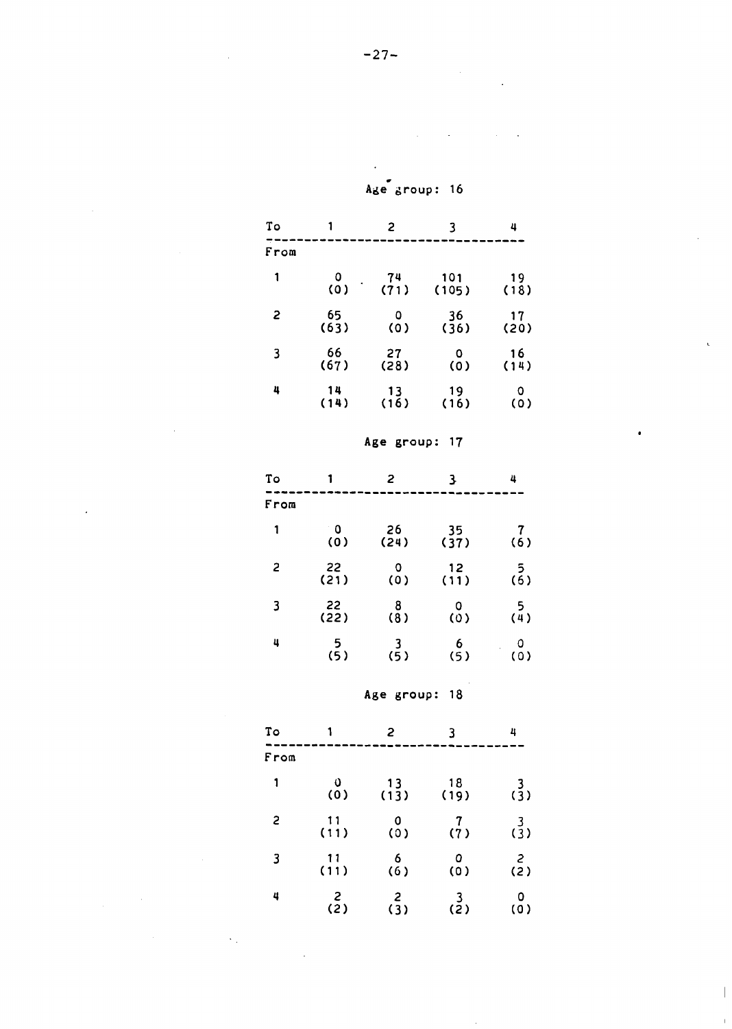Age group: 16

| To / From | 1 | 2 | 3 | 4 |
|---|---|---|---|---|
| 1 | 0 (0) | 74 (71) | 101 (105) | 19 (18) |
| 2 | 65 (63) | 0 (0) | 36 (36) | 17 (20) |
| 3 | 66 (67) | 27 (28) | 0 (0) | 16 (14) |
| 4 | 14 (14) | 13 (16) | 19 (16) | 0 (0) |

Age group: 17

| To / From | 1 | 2 | 3 | 4 |
|---|---|---|---|---|
| 1 | 0 (0) | 26 (24) | 35 (37) | 7 (6) |
| 2 | 22 (21) | 0 (0) | 12 (11) | 5 (6) |
| 3 | 22 (22) | 8 (8) | 0 (0) | 5 (4) |
| 4 | 5 (5) | 3 (5) | 6 (5) | 0 (0) |

Age group: 18

| To / From | 1 | 2 | 3 | 4 |
|---|---|---|---|---|
| 1 | 0 (0) | 13 (13) | 18 (19) | 3 (3) |
| 2 | 11 (11) | 0 (0) | 7 (7) | 3 (3) |
| 3 | 11 (11) | 6 (6) | 0 (0) | 2 (2) |
| 4 | 2 (2) | 2 (3) | 3 (2) | 0 (0) |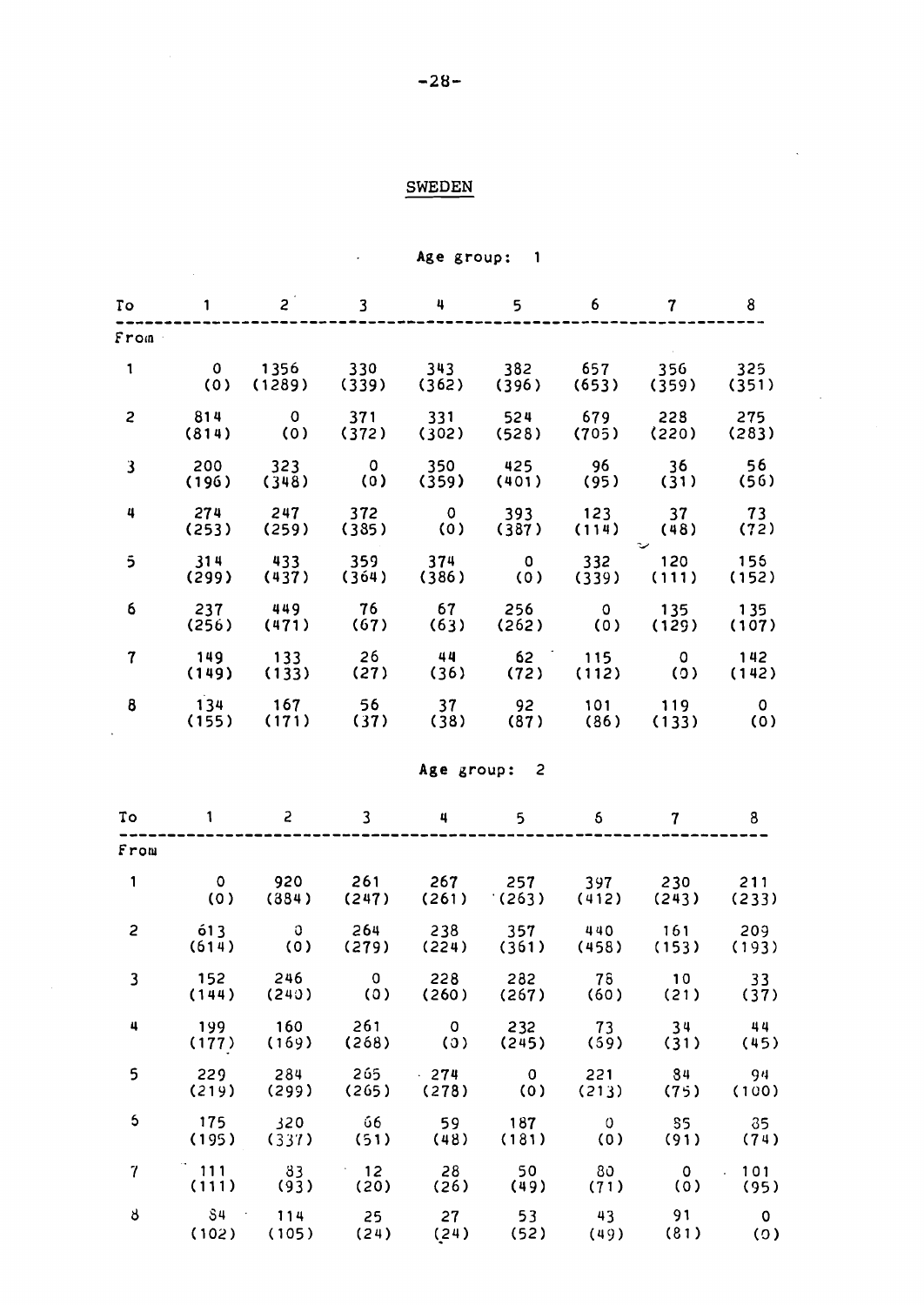# SWEDEN

Age group: 1

| To / From | 1 | 2 | 3 | 4 | 5 | 6 | 7 | 8 |
|---|---|---|---|---|---|---|---|---|
| 1 | 0 (0) | 1356 (1289) | 330 (339) | 343 (362) | 382 (396) | 657 (653) | 356 (359) | 325 (351) |
| 2 | 814 (814) | 0 (0) | 371 (372) | 331 (302) | 524 (528) | 679 (705) | 228 (220) | 275 (283) |
| 3 | 200 (196) | 323 (348) | 0 (0) | 350 (359) | 425 (401) | 96 (95) | 36 (31) | 56 (56) |
| 4 | 274 (253) | 247 (259) | 372 (385) | 0 (0) | 393 (387) | 123 (114) | 37 (48) | 73 (72) |
| 5 | 314 (299) | 433 (437) | 359 (364) | 374 (386) | 0 (0) | 332 (339) | 120 (111) | 156 (152) |
| 6 | 237 (256) | 449 (471) | 76 (67) | 67 (63) | 256 (262) | 0 (0) | 135 (129) | 135 (107) |
| 7 | 149 (149) | 133 (133) | 26 (27) | 44 (36) | 62 (72) | 115 (112) | 0 (0) | 142 (142) |
| 8 | 134 (155) | 167 (171) | 56 (37) | 37 (38) | 92 (87) | 101 (86) | 119 (133) | 0 (0) |

Age group: 2

| To / From | 1 | 2 | 3 | 4 | 5 | 6 | 7 | 8 |
|---|---|---|---|---|---|---|---|---|
| 1 | 0 (0) | 920 (884) | 261 (247) | 267 (261) | 257 (263) | 397 (412) | 230 (243) | 211 (233) |
| 2 | 613 (614) | 0 (0) | 264 (279) | 238 (224) | 357 (361) | 440 (458) | 161 (153) | 209 (193) |
| 3 | 152 (144) | 246 (240) | 0 (0) | 228 (260) | 282 (267) | 78 (60) | 10 (21) | 33 (37) |
| 4 | 199 (177) | 160 (169) | 261 (268) | 0 (0) | 232 (245) | 73 (69) | 34 (31) | 44 (45) |
| 5 | 229 (219) | 284 (299) | 265 (265) | 274 (278) | 0 (0) | 221 (213) | 84 (75) | 94 (100) |
| 6 | 175 (195) | 320 (337) | 66 (51) | 59 (48) | 187 (181) | 0 (0) | 85 (91) | 85 (74) |
| 7 | 111 (111) | 83 (93) | 12 (20) | 28 (26) | 50 (49) | 80 (71) | 0 (0) | 101 (95) |
| 8 | 84 (102) | 114 (105) | 25 (24) | 27 (24) | 53 (52) | 43 (49) | 91 (81) | 0 (0) |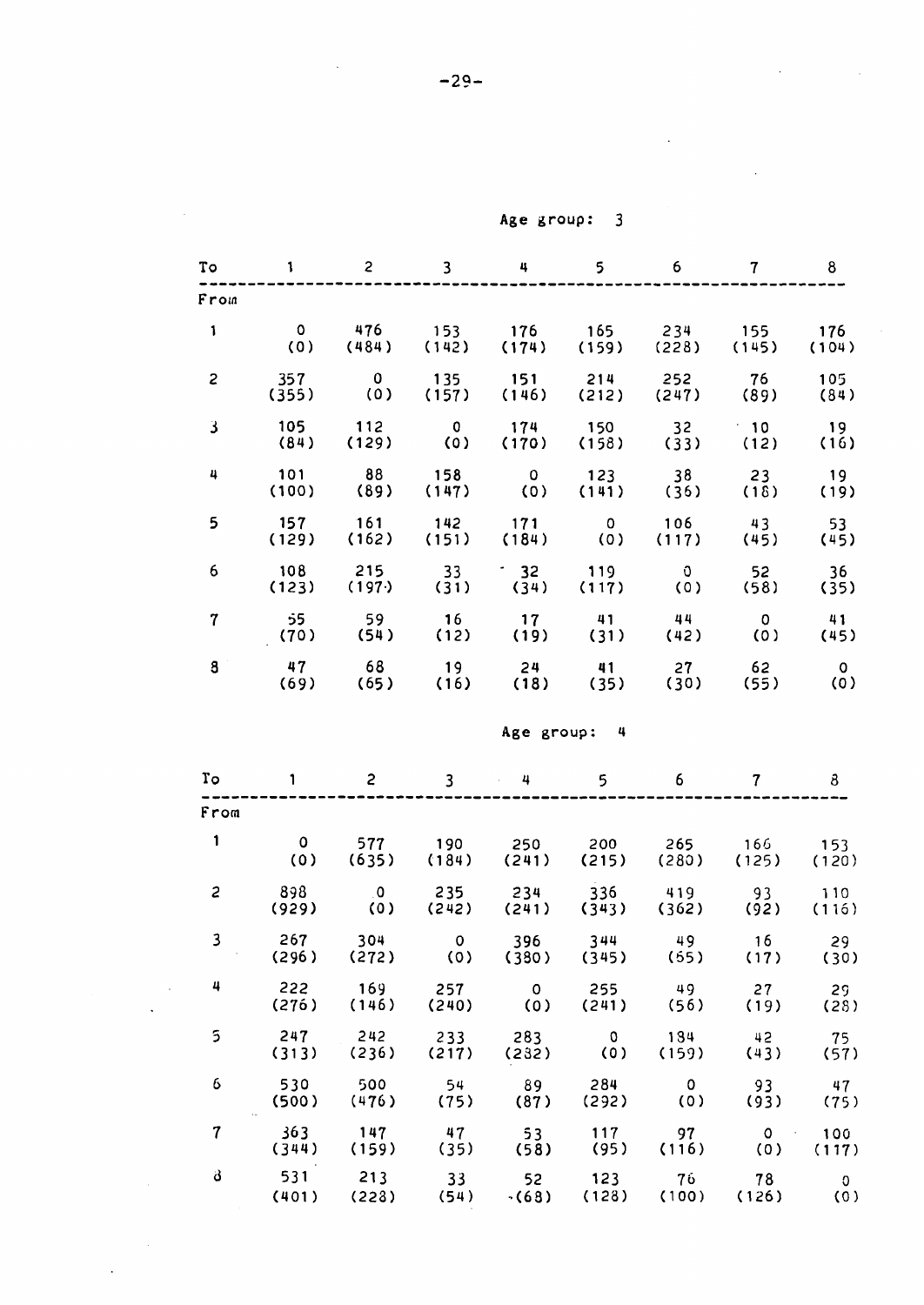Age group: 3

| To / From | 1 | 2 | 3 | 4 | 5 | 6 | 7 | 8 |
|---|---|---|---|---|---|---|---|---|
| 1 | 0 (0) | 476 (484) | 153 (142) | 176 (174) | 165 (159) | 234 (228) | 155 (145) | 176 (104) |
| 2 | 357 (355) | 0 (0) | 135 (157) | 151 (146) | 214 (212) | 252 (247) | 76 (89) | 105 (84) |
| 3 | 105 (84) | 112 (129) | 0 (0) | 174 (170) | 150 (158) | 32 (33) | 10 (12) | 19 (16) |
| 4 | 101 (100) | 88 (89) | 158 (147) | 0 (0) | 123 (141) | 38 (36) | 23 (18) | 19 (19) |
| 5 | 157 (129) | 161 (162) | 142 (151) | 171 (184) | 0 (0) | 106 (117) | 43 (45) | 53 (45) |
| 6 | 108 (123) | 215 (197) | 33 (31) | 32 (34) | 119 (117) | 0 (0) | 52 (58) | 36 (35) |
| 7 | 55 (70) | 59 (54) | 16 (12) | 17 (19) | 41 (31) | 44 (42) | 0 (0) | 41 (45) |
| 8 | 47 (69) | 68 (65) | 19 (16) | 24 (18) | 41 (35) | 27 (30) | 62 (55) | 0 (0) |

Age group: 4

| To / From | 1 | 2 | 3 | 4 | 5 | 6 | 7 | 8 |
|---|---|---|---|---|---|---|---|---|
| 1 | 0 (0) | 577 (635) | 190 (184) | 250 (241) | 200 (215) | 265 (280) | 166 (125) | 153 (120) |
| 2 | 898 (929) | 0 (0) | 235 (242) | 234 (241) | 336 (343) | 419 (362) | 93 (92) | 110 (116) |
| 3 | 267 (296) | 304 (272) | 0 (0) | 396 (380) | 344 (345) | 49 (65) | 16 (17) | 29 (30) |
| 4 | 222 (276) | 169 (146) | 257 (240) | 0 (0) | 255 (241) | 49 (56) | 27 (19) | 29 (28) |
| 5 | 247 (313) | 242 (236) | 233 (217) | 283 (282) | 0 (0) | 184 (159) | 42 (43) | 75 (57) |
| 6 | 530 (500) | 500 (476) | 54 (75) | 89 (87) | 284 (292) | 0 (0) | 93 (93) | 47 (75) |
| 7 | 363 (344) | 147 (159) | 47 (35) | 53 (58) | 117 (95) | 97 (116) | 0 (0) | 100 (117) |
| 8 | 531 (401) | 213 (228) | 33 (54) | 52 (68) | 123 (128) | 76 (100) | 78 (126) | 0 (0) |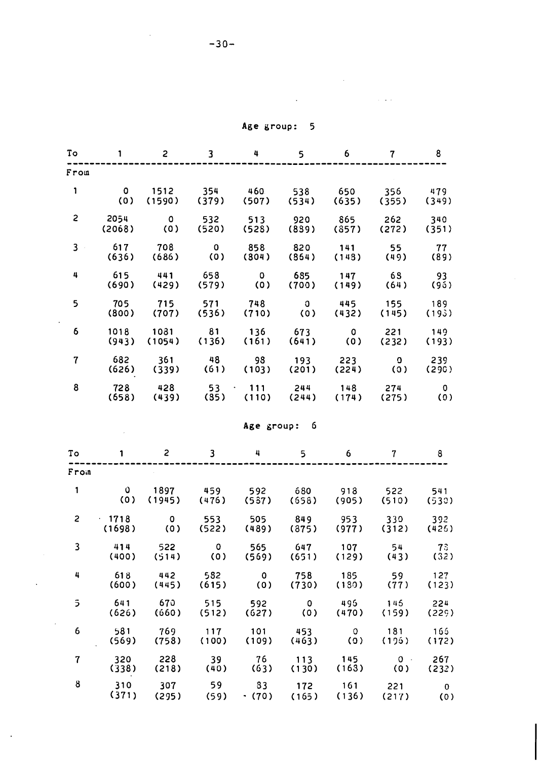Age group: 5

| To / From | 1 | 2 | 3 | 4 | 5 | 6 | 7 | 8 |
|---|---|---|---|---|---|---|---|---|
| 1 | 0 (0) | 1512 (1590) | 354 (379) | 460 (507) | 538 (534) | 650 (635) | 356 (355) | 479 (349) |
| 2 | 2054 (2068) | 0 (0) | 532 (520) | 513 (528) | 920 (889) | 865 (857) | 262 (272) | 340 (351) |
| 3 | 617 (636) | 708 (686) | 0 (0) | 858 (804) | 820 (864) | 141 (148) | 55 (49) | 77 (89) |
| 4 | 615 (690) | 441 (429) | 658 (579) | 0 (0) | 685 (700) | 147 (149) | 68 (64) | 93 (96) |
| 5 | 705 (800) | 715 (707) | 571 (536) | 748 (710) | 0 (0) | 445 (432) | 155 (145) | 189 (193) |
| 6 | 1018 (943) | 1081 (1054) | 81 (136) | 136 (161) | 673 (641) | 0 (0) | 221 (232) | 149 (193) |
| 7 | 682 (626) | 361 (339) | 48 (61) | 98 (103) | 193 (201) | 223 (224) | 0 (0) | 239 (290) |
| 8 | 728 (658) | 428 (439) | 53 (85) | 111 (110) | 244 (244) | 148 (174) | 274 (275) | 0 (0) |

Age group: 6

| To / From | 1 | 2 | 3 | 4 | 5 | 6 | 7 | 8 |
|---|---|---|---|---|---|---|---|---|
| 1 | 0 (0) | 1897 (1945) | 459 (476) | 592 (587) | 680 (658) | 918 (905) | 522 (510) | 541 (530) |
| 2 | 1718 (1698) | 0 (0) | 553 (522) | 505 (489) | 849 (875) | 953 (977) | 330 (312) | 392 (426) |
| 3 | 414 (400) | 522 (514) | 0 (0) | 565 (569) | 647 (651) | 107 (129) | 54 (43) | 78 (82) |
| 4 | 618 (600) | 442 (445) | 582 (615) | 0 (0) | 758 (730) | 185 (180) | 59 (77) | 127 (123) |
| 5 | 641 (626) | 670 (660) | 515 (512) | 592 (627) | 0 (0) | 496 (470) | 145 (159) | 224 (229) |
| 6 | 581 (569) | 769 (758) | 117 (100) | 101 (109) | 453 (463) | 0 (0) | 181 (196) | 166 (172) |
| 7 | 320 (338) | 228 (218) | 39 (40) | 76 (63) | 113 (130) | 145 (168) | 0 (0) | 267 (232) |
| 8 | 310 (371) | 307 (295) | 59 (59) | 83 (70) | 172 (165) | 161 (136) | 221 (217) | 0 (0) |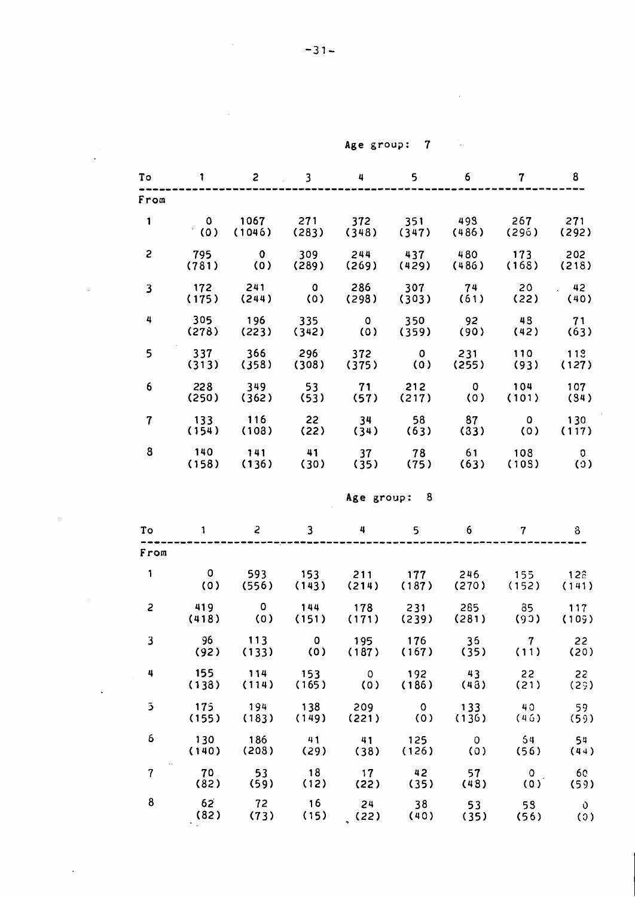Age group: 7

| To / From | 1 | 2 | 3 | 4 | 5 | 6 | 7 | 8 |
|---|---|---|---|---|---|---|---|---|
| 1 | 0 (0) | 1067 (1046) | 271 (283) | 372 (348) | 351 (347) | 493 (486) | 267 (296) | 271 (292) |
| 2 | 795 (781) | 0 (0) | 309 (289) | 244 (269) | 437 (429) | 480 (486) | 173 (168) | 202 (218) |
| 3 | 172 (175) | 241 (244) | 0 (0) | 286 (298) | 307 (303) | 74 (61) | 20 (22) | 42 (40) |
| 4 | 305 (278) | 196 (223) | 335 (342) | 0 (0) | 350 (359) | 92 (90) | 48 (42) | 71 (63) |
| 5 | 337 (313) | 366 (358) | 296 (308) | 372 (375) | 0 (0) | 231 (255) | 110 (93) | 113 (127) |
| 6 | 228 (250) | 349 (362) | 53 (53) | 71 (57) | 212 (217) | 0 (0) | 104 (101) | 107 (84) |
| 7 | 133 (154) | 116 (108) | 22 (22) | 34 (34) | 58 (63) | 87 (83) | 0 (0) | 130 (117) |
| 8 | 140 (158) | 141 (136) | 41 (30) | 37 (35) | 78 (75) | 61 (63) | 108 (108) | 0 (0) |

Age group: 8

| To / From | 1 | 2 | 3 | 4 | 5 | 6 | 7 | 8 |
|---|---|---|---|---|---|---|---|---|
| 1 | 0 (0) | 593 (556) | 153 (143) | 211 (214) | 177 (187) | 246 (270) | 155 (152) | 128 (141) |
| 2 | 419 (418) | 0 (0) | 144 (151) | 178 (171) | 231 (239) | 285 (281) | 85 (90) | 117 (109) |
| 3 | 96 (92) | 113 (133) | 0 (0) | 195 (187) | 176 (167) | 35 (35) | 7 (11) | 22 (20) |
| 4 | 155 (138) | 114 (114) | 153 (165) | 0 (0) | 192 (186) | 43 (48) | 22 (21) | 22 (29) |
| 5 | 175 (155) | 194 (183) | 138 (149) | 209 (221) | 0 (0) | 133 (136) | 40 (46) | 59 (59) |
| 6 | 130 (140) | 186 (208) | 41 (29) | 41 (38) | 125 (126) | 0 (0) | 54 (56) | 54 (44) |
| 7 | 70 (82) | 53 (59) | 18 (12) | 17 (22) | 42 (35) | 57 (48) | 0 (0) | 60 (59) |
| 8 | 62 (82) | 72 (73) | 16 (15) | 24 (22) | 38 (40) | 53 (35) | 58 (56) | 0 (0) |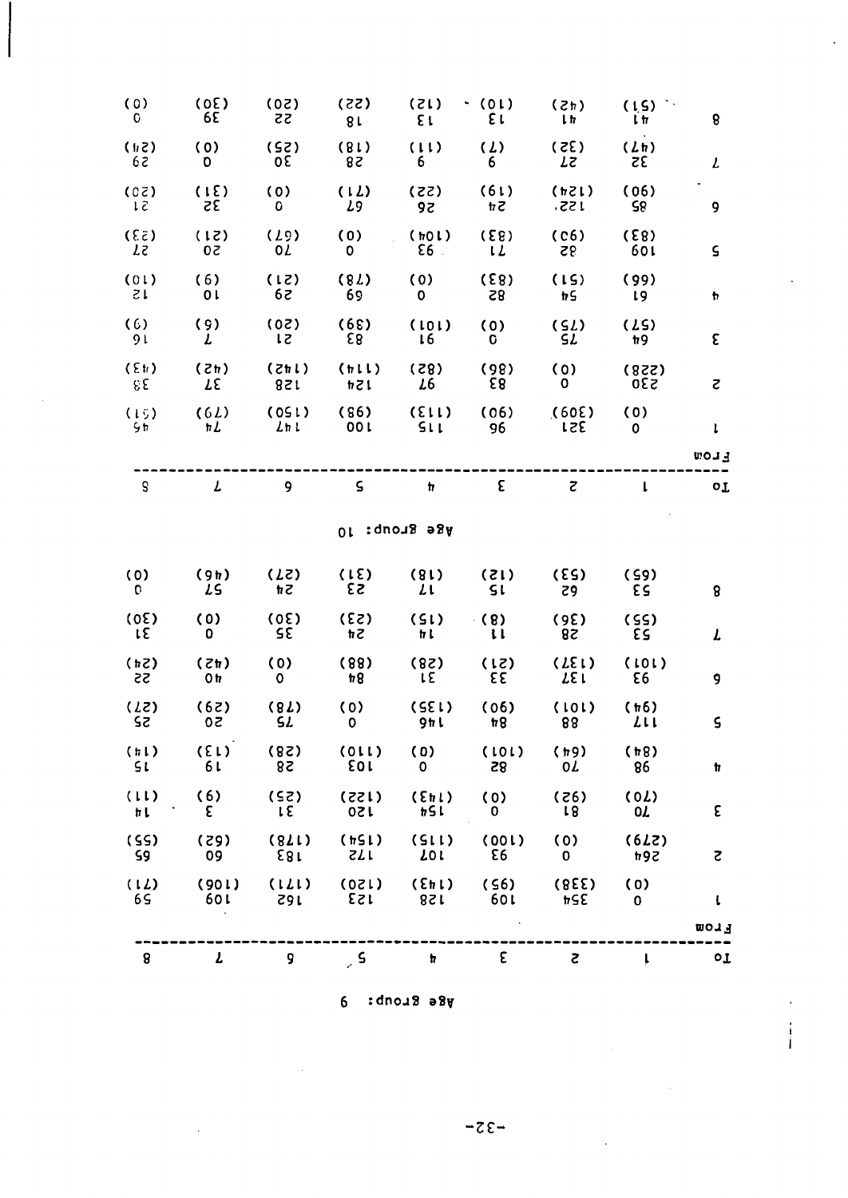Age Group: 9

| To / From | 1 | 2 | 3 | 4 | 5 | 6 | 7 | 8 |
|---|---|---|---|---|---|---|---|---|
| 1 | 0 (0) | 354 (338) | 109 (95) | 128 (143) | 123 (120) | 162 (171) | 109 (106) | 59 (71) |
| 2 | 264 (279) | 0 (0) | 93 (100) | 107 (115) | 172 (154) | 183 (178) | 60 (62) | 65 (55) |
| 3 | 70 (70) | 81 (92) | 0 (0) | 154 (143) | 120 (122) | 31 (25) | 3 (6) | 14 (11) |
| 4 | 98 (84) | 70 (94) | 82 (101) | 0 (0) | 103 (110) | 28 (28) | 19 (13) | 15 (14) |
| 5 | 117 (94) | 88 (101) | 84 (90) | 146 (135) | 0 (0) | 75 (78) | 20 (29) | 25 (27) |
| 6 | 93 (101) | 137 (137) | 33 (21) | 31 (28) | 84 (88) | 0 (0) | 40 (42) | 22 (24) |
| 7 | 53 (55) | 28 (36) | 11 (8) | 14 (15) | 24 (23) | 35 (30) | 0 (0) | 31 (30) |
| 8 | 53 (65) | 62 (53) | 15 (12) | 17 (18) | 23 (31) | 24 (27) | 57 (46) | 0 (0) |

Age Group: 10

| To / From | 1 | 2 | 3 | 4 | 5 | 6 | 7 | 8 |
|---|---|---|---|---|---|---|---|---|
| 1 | 0 (0) | 321 (309) | 96 (90) | 115 (113) | 100 (98) | 147 (150) | 74 (79) | 45 (51) |
| 2 | 230 (228) | 0 (0) | 83 (86) | 97 (82) | 124 (114) | 128 (142) | 37 (42) | 38 (43) |
| 3 | 64 (57) | 75 (75) | 0 (0) | 91 (101) | 83 (89) | 21 (20) | 7 (6) | 16 (9) |
| 4 | 61 (66) | 54 (51) | 82 (83) | 0 (0) | 69 (78) | 29 (21) | 10 (9) | 12 (10) |
| 5 | 109 (83) | 82 (90) | 71 (83) | 93 (104) | 0 (0) | 70 (67) | 20 (21) | 27 (23) |
| 6 | 85 (90) | 122 (124) | 24 (19) | 26 (22) | 67 (71) | 0 (0) | 32 (31) | 21 (20) |
| 7 | 32 (47) | 27 (32) | 9 (7) | 9 (11) | 28 (18) | 30 (25) | 0 (0) | 29 (24) |
| 8 | 41 (51) | 41 (42) | 13 (10) | 13 (12) | 18 (22) | 22 (20) | 39 (30) | 0 (0) |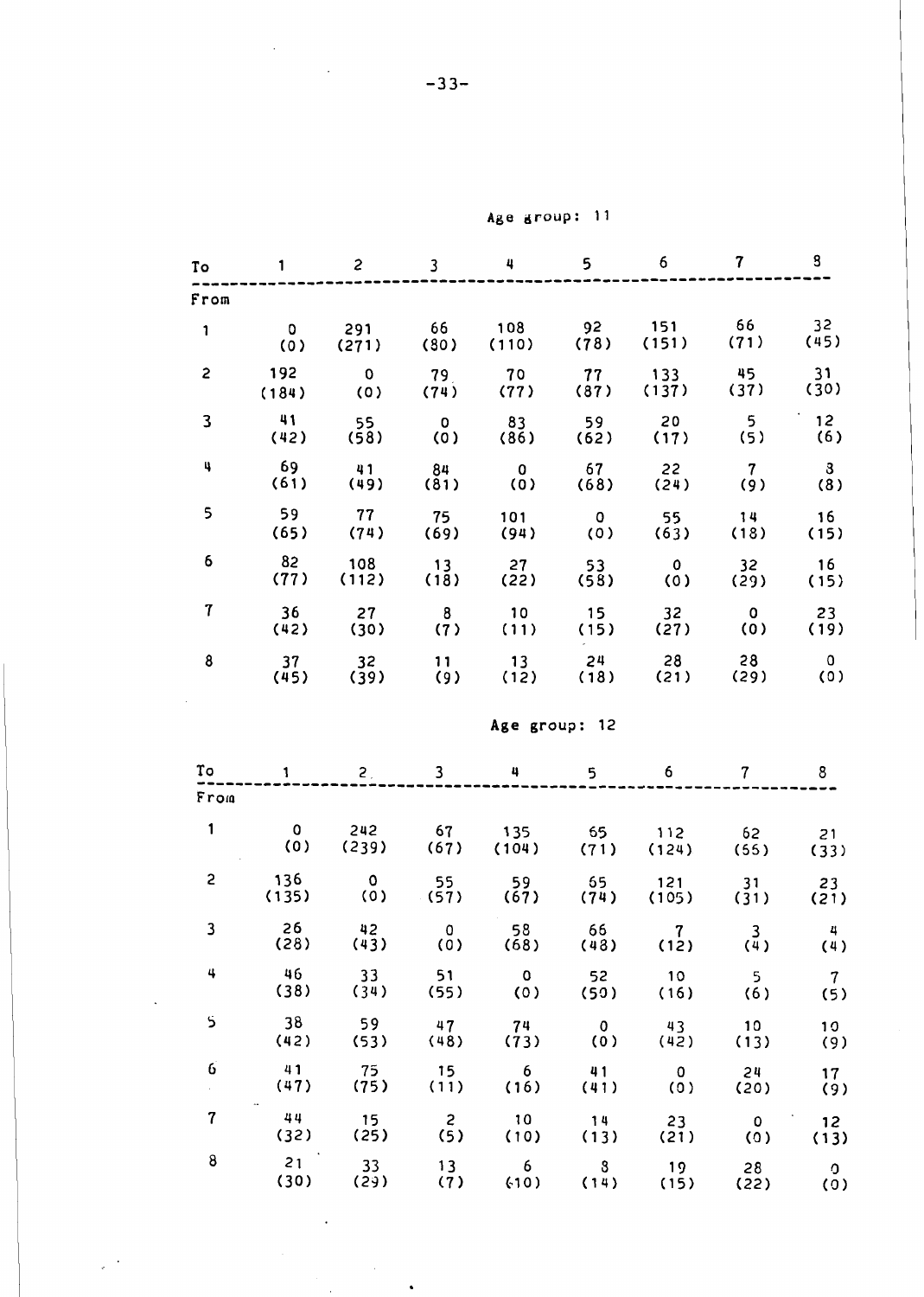Age group: 11

| To / From | 1 | 2 | 3 | 4 | 5 | 6 | 7 | 8 |
|---|---|---|---|---|---|---|---|---|
| 1 | 0 (0) | 291 (271) | 66 (80) | 108 (110) | 92 (78) | 151 (151) | 66 (71) | 32 (45) |
| 2 | 192 (184) | 0 (0) | 79 (74) | 70 (77) | 77 (87) | 133 (137) | 45 (37) | 31 (30) |
| 3 | 41 (42) | 55 (58) | 0 (0) | 83 (86) | 59 (62) | 20 (17) | 5 (5) | 12 (6) |
| 4 | 69 (61) | 41 (49) | 84 (81) | 0 (0) | 67 (68) | 22 (24) | 7 (9) | 8 (8) |
| 5 | 59 (65) | 77 (74) | 75 (69) | 101 (94) | 0 (0) | 55 (63) | 14 (18) | 16 (15) |
| 6 | 82 (77) | 108 (112) | 13 (18) | 27 (22) | 53 (58) | 0 (0) | 32 (29) | 16 (15) |
| 7 | 36 (42) | 27 (30) | 8 (7) | 10 (11) | 15 (15) | 32 (27) | 0 (0) | 23 (19) |
| 8 | 37 (45) | 32 (39) | 11 (9) | 13 (12) | 24 (18) | 28 (21) | 28 (29) | 0 (0) |

Age group: 12

| To / From | 1 | 2 | 3 | 4 | 5 | 6 | 7 | 8 |
|---|---|---|---|---|---|---|---|---|
| 1 | 0 (0) | 242 (239) | 67 (67) | 135 (104) | 65 (71) | 112 (124) | 62 (55) | 21 (33) |
| 2 | 136 (135) | 0 (0) | 55 (57) | 59 (67) | 65 (74) | 121 (105) | 31 (31) | 23 (21) |
| 3 | 26 (28) | 42 (43) | 0 (0) | 58 (68) | 66 (48) | 7 (12) | 3 (4) | 4 (4) |
| 4 | 46 (38) | 33 (34) | 51 (55) | 0 (0) | 52 (50) | 10 (16) | 5 (6) | 7 (5) |
| 5 | 38 (42) | 59 (53) | 47 (48) | 74 (73) | 0 (0) | 43 (42) | 10 (13) | 10 (9) |
| 6 | 41 (47) | 75 (75) | 15 (11) | 6 (16) | 41 (41) | 0 (0) | 24 (20) | 17 (9) |
| 7 | 44 (32) | 15 (25) | 2 (5) | 10 (10) | 14 (13) | 23 (21) | 0 (0) | 12 (13) |
| 8 | 21 (30) | 33 (29) | 13 (7) | 6 (10) | 8 (14) | 19 (15) | 28 (22) | 0 (0) |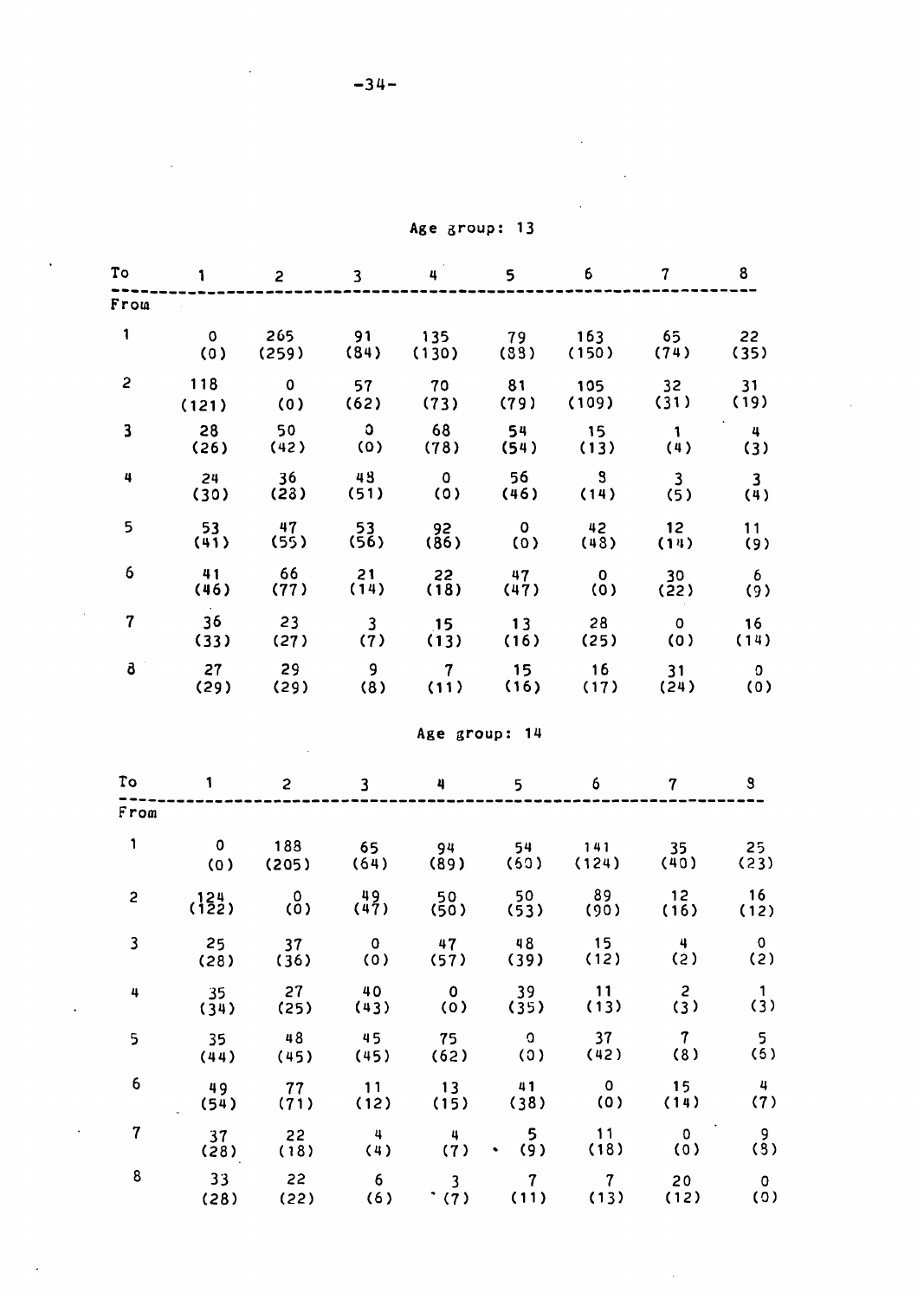Age group: 13

| To / From | 1 | 2 | 3 | 4 | 5 | 6 | 7 | 8 |
|---|---|---|---|---|---|---|---|---|
| 1 | 0 (0) | 265 (259) | 91 (84) | 135 (130) | 79 (88) | 163 (150) | 65 (74) | 22 (35) |
| 2 | 118 (121) | 0 (0) | 57 (62) | 70 (73) | 81 (79) | 105 (109) | 32 (31) | 31 (19) |
| 3 | 28 (26) | 50 (42) | 0 (0) | 68 (78) | 54 (54) | 15 (13) | 1 (4) | 4 (3) |
| 4 | 24 (30) | 36 (28) | 48 (51) | 0 (0) | 56 (46) | 8 (14) | 3 (5) | 3 (4) |
| 5 | 53 (41) | 47 (55) | 53 (56) | 92 (86) | 0 (0) | 42 (48) | 12 (14) | 11 (9) |
| 6 | 41 (46) | 66 (77) | 21 (14) | 22 (18) | 47 (47) | 0 (0) | 30 (22) | 6 (9) |
| 7 | 36 (33) | 23 (27) | 3 (7) | 15 (13) | 13 (16) | 28 (25) | 0 (0) | 16 (14) |
| 8 | 27 (29) | 29 (29) | 9 (8) | 7 (11) | 15 (16) | 16 (17) | 31 (24) | 0 (0) |

Age group: 14

| To / From | 1 | 2 | 3 | 4 | 5 | 6 | 7 | 8 |
|---|---|---|---|---|---|---|---|---|
| 1 | 0 (0) | 188 (205) | 65 (64) | 94 (89) | 54 (60) | 141 (124) | 35 (40) | 25 (23) |
| 2 | 124 (122) | 0 (0) | 49 (47) | 50 (50) | 50 (53) | 89 (90) | 12 (16) | 16 (12) |
| 3 | 25 (28) | 37 (36) | 0 (0) | 47 (57) | 48 (39) | 15 (12) | 4 (2) | 0 (2) |
| 4 | 35 (34) | 27 (25) | 40 (43) | 0 (0) | 39 (35) | 11 (13) | 2 (3) | 1 (3) |
| 5 | 35 (44) | 48 (45) | 45 (45) | 75 (62) | 0 (0) | 37 (42) | 7 (8) | 5 (6) |
| 6 | 49 (54) | 77 (71) | 11 (12) | 13 (15) | 41 (38) | 0 (0) | 15 (14) | 4 (7) |
| 7 | 37 (28) | 22 (18) | 4 (4) | 4 (7) | 5 (9) | 11 (18) | 0 (0) | 9 (8) |
| 8 | 33 (28) | 22 (22) | 6 (6) | 3 (7) | 7 (11) | 7 (13) | 20 (12) | 0 (0) |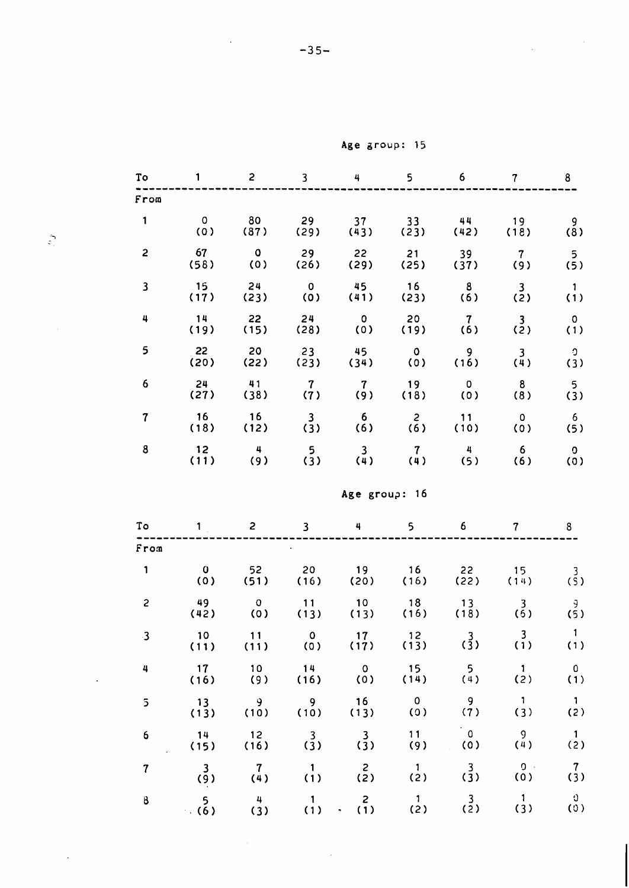Age group: 15

| To / From | 1 | 2 | 3 | 4 | 5 | 6 | 7 | 8 |
|---|---|---|---|---|---|---|---|---|
| 1 | 0 (0) | 80 (87) | 29 (29) | 37 (43) | 33 (23) | 44 (42) | 19 (18) | 9 (8) |
| 2 | 67 (58) | 0 (0) | 29 (26) | 22 (29) | 21 (25) | 39 (37) | 7 (9) | 5 (5) |
| 3 | 15 (17) | 24 (23) | 0 (0) | 45 (41) | 16 (23) | 8 (6) | 3 (2) | 1 (1) |
| 4 | 14 (19) | 22 (15) | 24 (28) | 0 (0) | 20 (19) | 7 (6) | 3 (2) | 0 (1) |
| 5 | 22 (20) | 20 (22) | 23 (23) | 45 (34) | 0 (0) | 9 (16) | 3 (4) | 0 (3) |
| 6 | 24 (27) | 41 (38) | 7 (7) | 7 (9) | 19 (18) | 0 (0) | 8 (8) | 5 (3) |
| 7 | 16 (18) | 16 (12) | 3 (3) | 6 (6) | 2 (6) | 11 (10) | 0 (0) | 6 (5) |
| 8 | 12 (11) | 4 (9) | 5 (3) | 3 (4) | 7 (4) | 4 (5) | 6 (6) | 0 (0) |

Age group: 16

| To / From | 1 | 2 | 3 | 4 | 5 | 6 | 7 | 8 |
|---|---|---|---|---|---|---|---|---|
| 1 | 0 (0) | 52 (51) | 20 (16) | 19 (20) | 16 (16) | 22 (22) | 15 (14) | 3 (5) |
| 2 | 49 (42) | 0 (0) | 11 (13) | 10 (13) | 18 (16) | 13 (18) | 3 (6) | 9 (5) |
| 3 | 10 (11) | 11 (11) | 0 (0) | 17 (17) | 12 (13) | 3 (3) | 3 (1) | 1 (1) |
| 4 | 17 (16) | 10 (9) | 14 (16) | 0 (0) | 15 (14) | 5 (4) | 1 (2) | 0 (1) |
| 5 | 13 (13) | 9 (10) | 9 (10) | 16 (13) | 0 (0) | 9 (7) | 1 (3) | 1 (2) |
| 6 | 14 (15) | 12 (16) | 3 (3) | 3 (3) | 11 (9) | 0 (0) | 9 (4) | 1 (2) |
| 7 | 3 (9) | 7 (4) | 1 (1) | 2 (2) | 1 (2) | 3 (3) | 0 (0) | 7 (3) |
| 8 | 5 (6) | 4 (3) | 1 (1) | 2 (1) | 1 (2) | 3 (2) | 1 (3) | 0 (0) |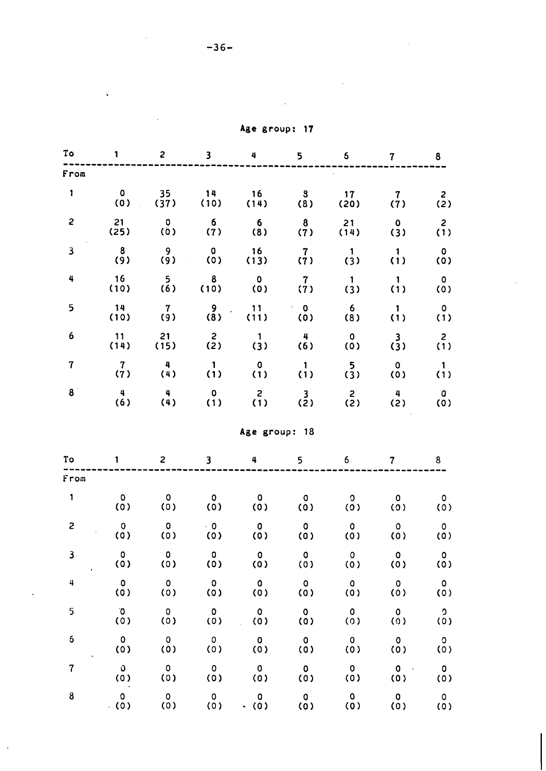## Age group: 17

| To / From | 1 | 2 | 3 | 4 | 5 | 6 | 7 | 8 |
|---|---|---|---|---|---|---|---|---|
| 1 | 0 (0) | 35 (37) | 14 (10) | 16 (14) | 8 (8) | 17 (20) | 7 (7) | 2 (2) |
| 2 | 21 (25) | 0 (0) | 6 (7) | 6 (8) | 8 (7) | 21 (14) | 0 (3) | 2 (1) |
| 3 | 8 (9) | 9 (9) | 0 (0) | 16 (13) | 7 (7) | 1 (3) | 1 (1) | 0 (0) |
| 4 | 16 (10) | 5 (6) | 8 (10) | 0 (0) | 7 (7) | 1 (3) | 1 (1) | 0 (0) |
| 5 | 14 (10) | 7 (9) | 9 (8) | 11 (11) | 0 (0) | 6 (8) | 1 (1) | 0 (1) |
| 6 | 11 (14) | 21 (15) | 2 (2) | 1 (3) | 4 (6) | 0 (0) | 3 (3) | 2 (1) |
| 7 | 7 (7) | 4 (4) | 1 (1) | 0 (1) | 1 (1) | 5 (3) | 0 (0) | 1 (1) |
| 8 | 4 (6) | 4 (4) | 0 (1) | 2 (1) | 3 (2) | 2 (2) | 4 (2) | 0 (0) |

## Age group: 18

| To / From | 1 | 2 | 3 | 4 | 5 | 6 | 7 | 8 |
|---|---|---|---|---|---|---|---|---|
| 1 | 0 (0) | 0 (0) | 0 (0) | 0 (0) | 0 (0) | 0 (0) | 0 (0) | 0 (0) |
| 2 | 0 (0) | 0 (0) | 0 (0) | 0 (0) | 0 (0) | 0 (0) | 0 (0) | 0 (0) |
| 3 | 0 (0) | 0 (0) | 0 (0) | 0 (0) | 0 (0) | 0 (0) | 0 (0) | 0 (0) |
| 4 | 0 (0) | 0 (0) | 0 (0) | 0 (0) | 0 (0) | 0 (0) | 0 (0) | 0 (0) |
| 5 | 0 (0) | 0 (0) | 0 (0) | 0 (0) | 0 (0) | 0 (0) | 0 (0) | 0 (0) |
| 6 | 0 (0) | 0 (0) | 0 (0) | 0 (0) | 0 (0) | 0 (0) | 0 (0) | 0 (0) |
| 7 | 0 (0) | 0 (0) | 0 (0) | 0 (0) | 0 (0) | 0 (0) | 0 (0) | 0 (0) |
| 8 | 0 (0) | 0 (0) | 0 (0) | 0 (0) | 0 (0) | 0 (0) | 0 (0) | 0 (0) |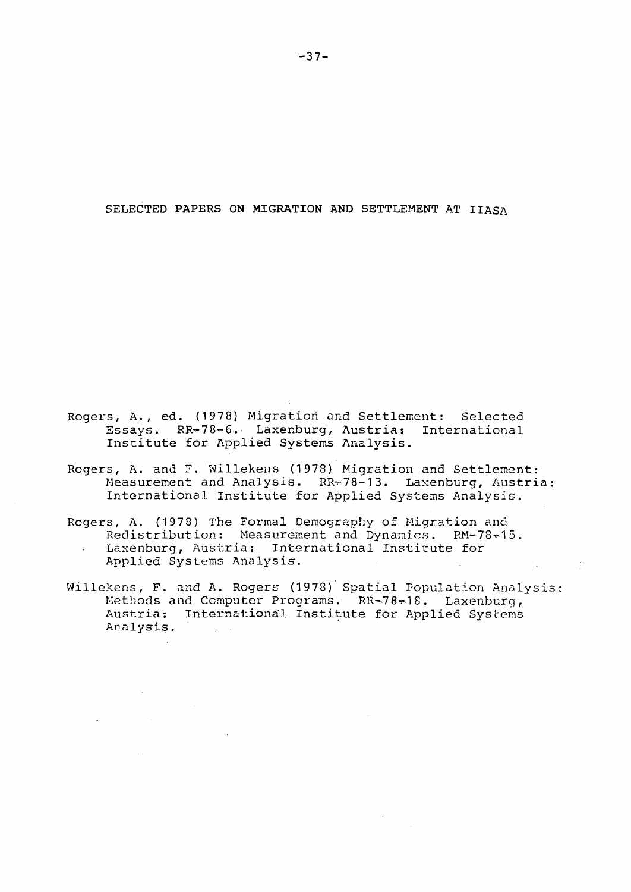## SELECTED PAPERS ON MIGRATION AND SETTLEMENT AT IIASA

Rogers, A., ed. (1978) Migration and Settlement: Selected Essays. RR-78-6. Laxenburg, Austria: International Institute for Applied Systems Analysis.

Rogers, A. and F. Willekens (1978) Migration and Settlement: Measurement and Analysis. RR-78-13. Laxenburg, Austria: International Institute for Applied Systems Analysis.

Rogers, A. (1978) The Formal Demography of Migration and Redistribution: Measurement and Dynamics. RM-78-15. Laxenburg, Austria: International Institute for Applied Systems Analysis.

Willekens, F. and A. Rogers (1978) Spatial Population Analysis: Methods and Computer Programs. RR-78-18. Laxenburg, Austria: International Institute for Applied Systems Analysis.